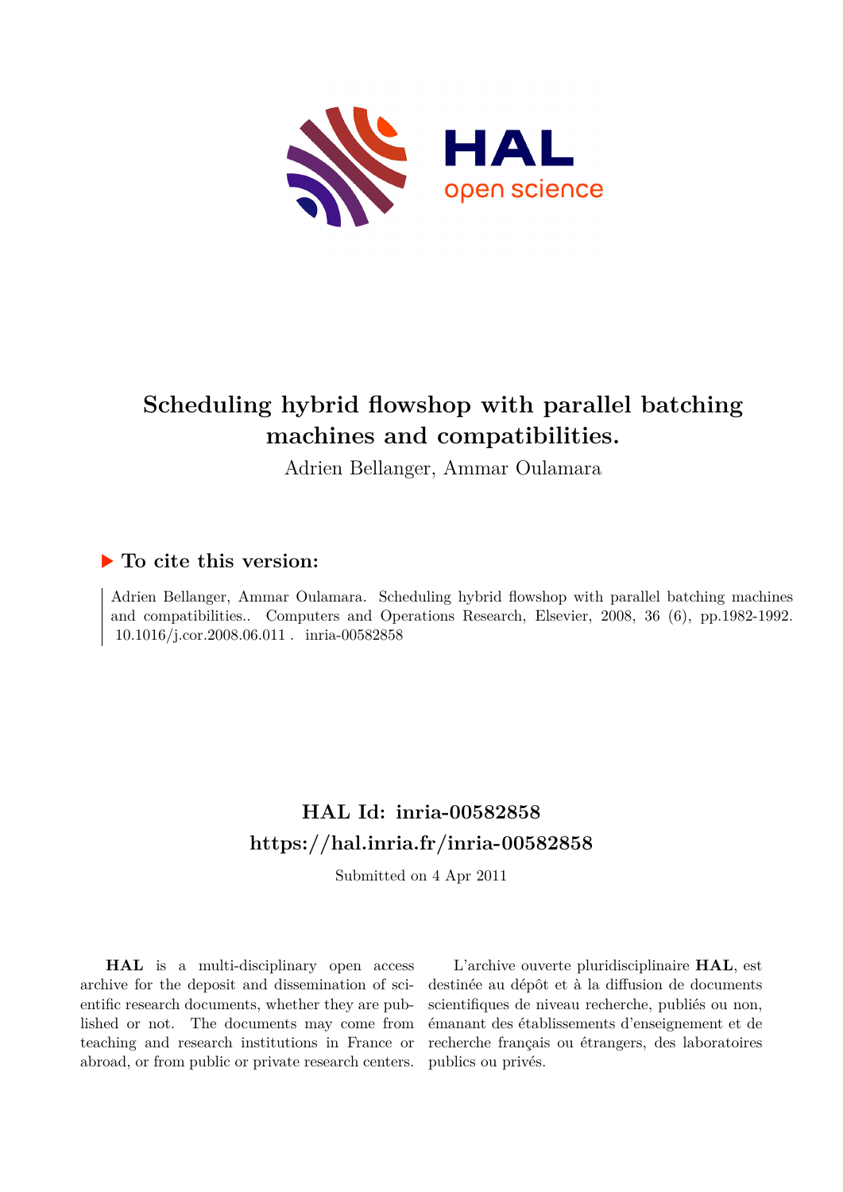# Scheduling hybrid flowshop with parallel batching machines and compatibilities.

Adrien Bellanger, Ammar Oulamara

## ▶ To cite this version:

Adrien Bellanger, Ammar Oulamara. Scheduling hybrid flowshop with parallel batching machines and compatibilities.. Computers and Operations Research, Elsevier, 2008, 36 (6), pp.1982-1992. 10.1016/j.cor.2008.06.011 . inria-00582858

## HAL Id: inria-00582858
## https://hal.inria.fr/inria-00582858

Submitted on 4 Apr 2011

**HAL** is a multi-disciplinary open access archive for the deposit and dissemination of scientific research documents, whether they are published or not. The documents may come from teaching and research institutions in France or abroad, or from public or private research centers.

L'archive ouverte pluridisciplinaire **HAL**, est destinée au dépôt et à la diffusion de documents scientifiques de niveau recherche, publiés ou non, émanant des établissements d'enseignement et de recherche français ou étrangers, des laboratoires publics ou privés.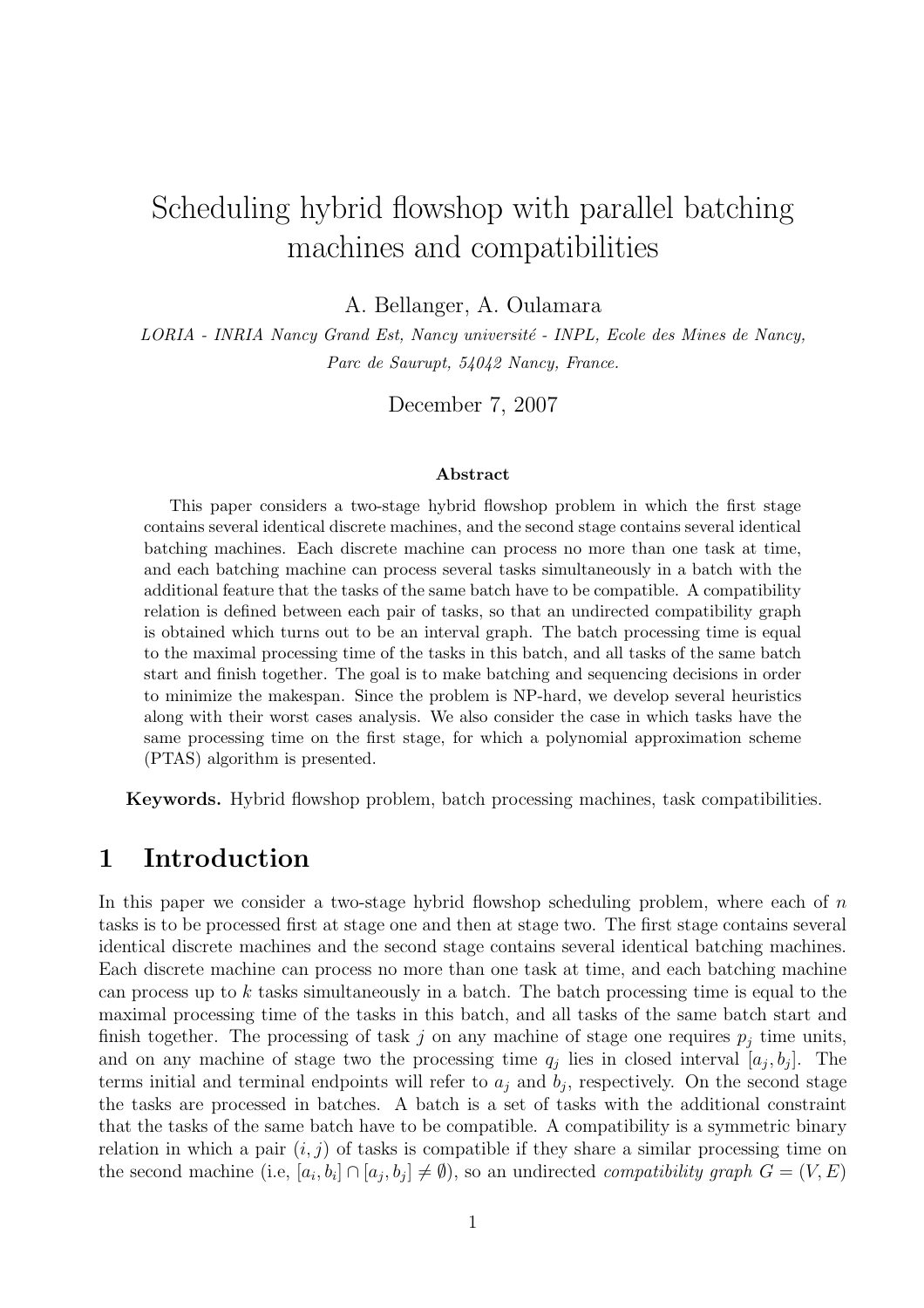# Scheduling hybrid flowshop with parallel batching machines and compatibilities

A. Bellanger, A. Oulamara

*LORIA - INRIA Nancy Grand Est, Nancy université - INPL, Ecole des Mines de Nancy, Parc de Saurupt, 54042 Nancy, France.*

December 7, 2007

### Abstract

This paper considers a two-stage hybrid flowshop problem in which the first stage contains several identical discrete machines, and the second stage contains several identical batching machines. Each discrete machine can process no more than one task at time, and each batching machine can process several tasks simultaneously in a batch with the additional feature that the tasks of the same batch have to be compatible. A compatibility relation is defined between each pair of tasks, so that an undirected compatibility graph is obtained which turns out to be an interval graph. The batch processing time is equal to the maximal processing time of the tasks in this batch, and all tasks of the same batch start and finish together. The goal is to make batching and sequencing decisions in order to minimize the makespan. Since the problem is NP-hard, we develop several heuristics along with their worst cases analysis. We also consider the case in which tasks have the same processing time on the first stage, for which a polynomial approximation scheme (PTAS) algorithm is presented.

**Keywords.** Hybrid flowshop problem, batch processing machines, task compatibilities.

## 1 Introduction

In this paper we consider a two-stage hybrid flowshop scheduling problem, where each of $n$ tasks is to be processed first at stage one and then at stage two. The first stage contains several identical discrete machines and the second stage contains several identical batching machines. Each discrete machine can process no more than one task at time, and each batching machine can process up to $k$ tasks simultaneously in a batch. The batch processing time is equal to the maximal processing time of the tasks in this batch, and all tasks of the same batch start and finish together. The processing of task $j$ on any machine of stage one requires $p_j$ time units, and on any machine of stage two the processing time $q_j$ lies in closed interval $[a_j, b_j]$. The terms initial and terminal endpoints will refer to $a_j$ and $b_j$, respectively. On the second stage the tasks are processed in batches. A batch is a set of tasks with the additional constraint that the tasks of the same batch have to be compatible. A compatibility is a symmetric binary relation in which a pair $(i, j)$ of tasks is compatible if they share a similar processing time on the second machine (i.e, $[a_i, b_i] \cap [a_j, b_j] \neq \emptyset$), so an undirected *compatibility graph* $G = (V, E)$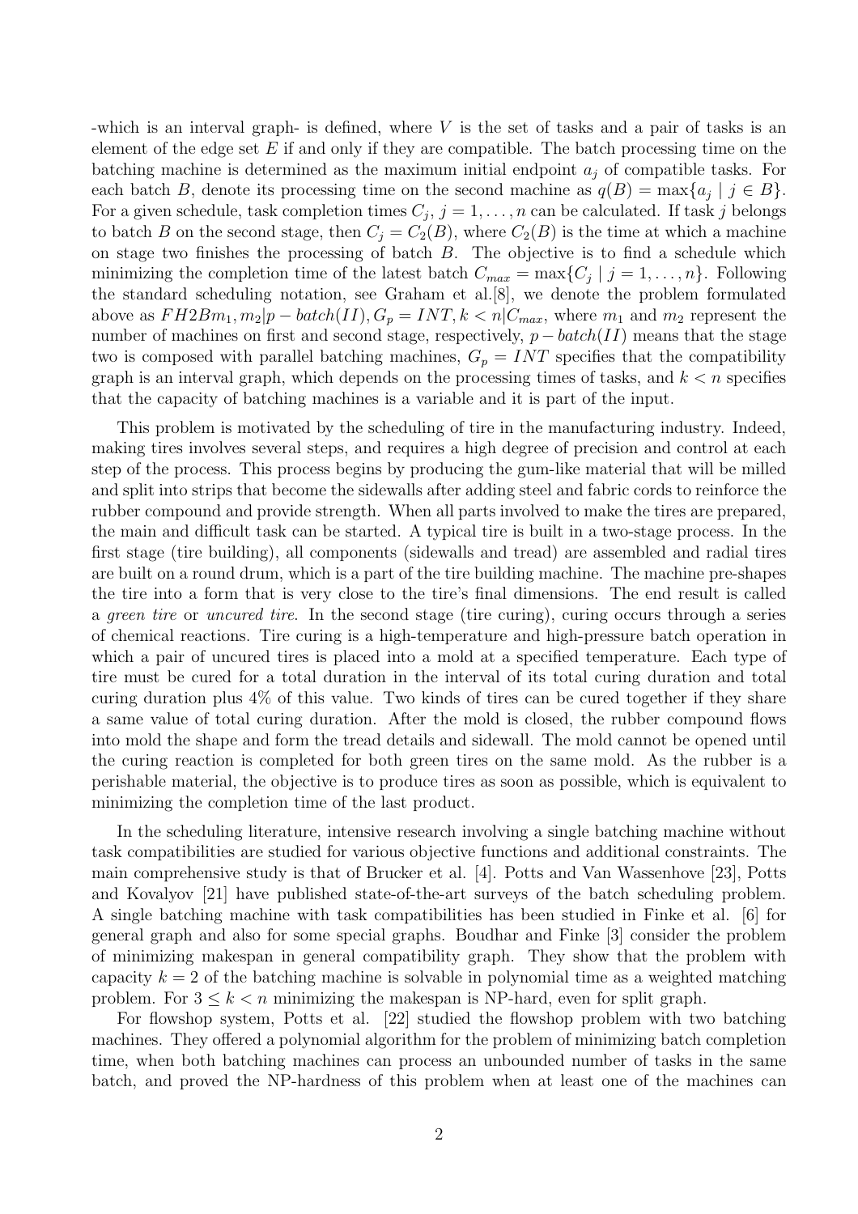-which is an interval graph- is defined, where $V$ is the set of tasks and a pair of tasks is an element of the edge set $E$ if and only if they are compatible. The batch processing time on the batching machine is determined as the maximum initial endpoint $a_j$ of compatible tasks. For each batch $B$, denote its processing time on the second machine as $q(B) = \max\{a_j \mid j \in B\}$. For a given schedule, task completion times $C_j$, $j = 1, \ldots, n$ can be calculated. If task $j$ belongs to batch $B$ on the second stage, then $C_j = C_2(B)$, where $C_2(B)$ is the time at which a machine on stage two finishes the processing of batch $B$. The objective is to find a schedule which minimizing the completion time of the latest batch $C_{max} = \max\{C_j \mid j = 1, \ldots, n\}$. Following the standard scheduling notation, see Graham et al.[8], we denote the problem formulated above as $FH2Bm_1, m_2|p-batch(II), G_p = INT, k < n|C_{max}$, where $m_1$ and $m_2$ represent the number of machines on first and second stage, respectively, $p-batch(II)$ means that the stage two is composed with parallel batching machines, $G_p = INT$ specifies that the compatibility graph is an interval graph, which depends on the processing times of tasks, and $k < n$ specifies that the capacity of batching machines is a variable and it is part of the input.

This problem is motivated by the scheduling of tire in the manufacturing industry. Indeed, making tires involves several steps, and requires a high degree of precision and control at each step of the process. This process begins by producing the gum-like material that will be milled and split into strips that become the sidewalls after adding steel and fabric cords to reinforce the rubber compound and provide strength. When all parts involved to make the tires are prepared, the main and difficult task can be started. A typical tire is built in a two-stage process. In the first stage (tire building), all components (sidewalls and tread) are assembled and radial tires are built on a round drum, which is a part of the tire building machine. The machine pre-shapes the tire into a form that is very close to the tire's final dimensions. The end result is called a *green tire* or *uncured tire*. In the second stage (tire curing), curing occurs through a series of chemical reactions. Tire curing is a high-temperature and high-pressure batch operation in which a pair of uncured tires is placed into a mold at a specified temperature. Each type of tire must be cured for a total duration in the interval of its total curing duration and total curing duration plus 4% of this value. Two kinds of tires can be cured together if they share a same value of total curing duration. After the mold is closed, the rubber compound flows into mold the shape and form the tread details and sidewall. The mold cannot be opened until the curing reaction is completed for both green tires on the same mold. As the rubber is a perishable material, the objective is to produce tires as soon as possible, which is equivalent to minimizing the completion time of the last product.

In the scheduling literature, intensive research involving a single batching machine without task compatibilities are studied for various objective functions and additional constraints. The main comprehensive study is that of Brucker et al. [4]. Potts and Van Wassenhove [23], Potts and Kovalyov [21] have published state-of-the-art surveys of the batch scheduling problem. A single batching machine with task compatibilities has been studied in Finke et al. [6] for general graph and also for some special graphs. Boudhar and Finke [3] consider the problem of minimizing makespan in general compatibility graph. They show that the problem with capacity $k = 2$ of the batching machine is solvable in polynomial time as a weighted matching problem. For $3 \leq k < n$ minimizing the makespan is NP-hard, even for split graph.

For flowshop system, Potts et al. [22] studied the flowshop problem with two batching machines. They offered a polynomial algorithm for the problem of minimizing batch completion time, when both batching machines can process an unbounded number of tasks in the same batch, and proved the NP-hardness of this problem when at least one of the machines can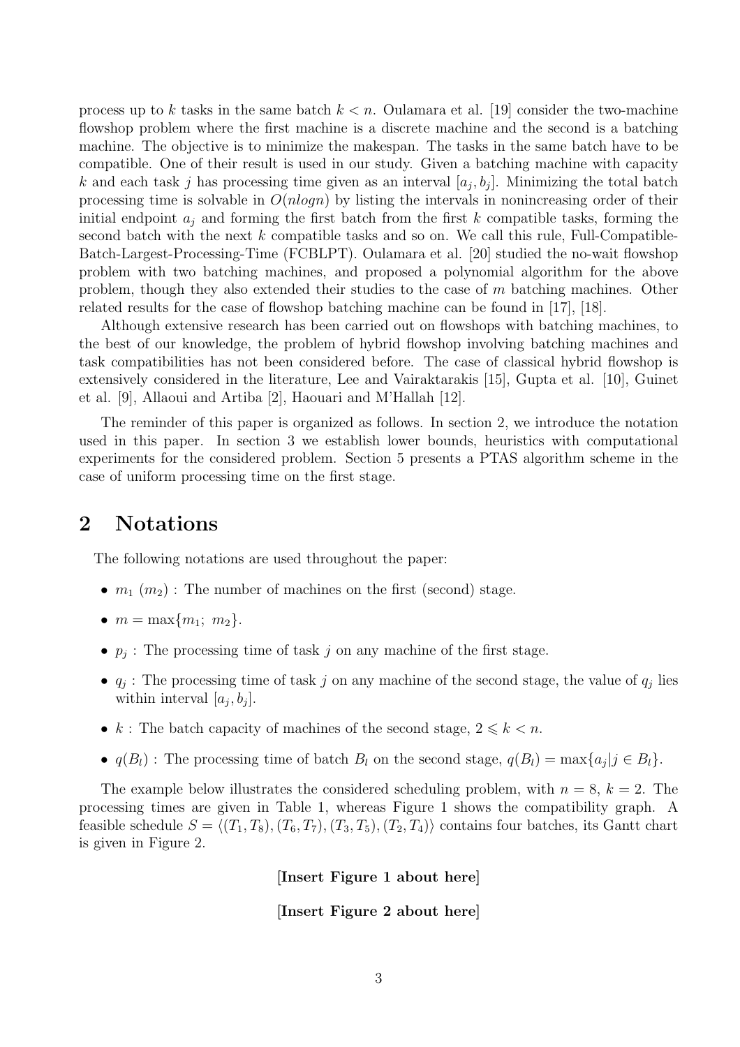process up to $k$ tasks in the same batch $k < n$. Oulamara et al. [19] consider the two-machine flowshop problem where the first machine is a discrete machine and the second is a batching machine. The objective is to minimize the makespan. The tasks in the same batch have to be compatible. One of their result is used in our study. Given a batching machine with capacity $k$ and each task $j$ has processing time given as an interval $[a_j, b_j]$. Minimizing the total batch processing time is solvable in $O(nlogn)$ by listing the intervals in nonincreasing order of their initial endpoint $a_j$ and forming the first batch from the first $k$ compatible tasks, forming the second batch with the next $k$ compatible tasks and so on. We call this rule, Full-Compatible-Batch-Largest-Processing-Time (FCBLPT). Oulamara et al. [20] studied the no-wait flowshop problem with two batching machines, and proposed a polynomial algorithm for the above problem, though they also extended their studies to the case of $m$ batching machines. Other related results for the case of flowshop batching machine can be found in [17], [18].

Although extensive research has been carried out on flowshops with batching machines, to the best of our knowledge, the problem of hybrid flowshop involving batching machines and task compatibilities has not been considered before. The case of classical hybrid flowshop is extensively considered in the literature, Lee and Vairaktarakis [15], Gupta et al. [10], Guinet et al. [9], Allaoui and Artiba [2], Haouari and M'Hallah [12].

The reminder of this paper is organized as follows. In section 2, we introduce the notation used in this paper. In section 3 we establish lower bounds, heuristics with computational experiments for the considered problem. Section 5 presents a PTAS algorithm scheme in the case of uniform processing time on the first stage.

## 2 Notations

The following notations are used throughout the paper:

- $m_1$ ($m_2$) : The number of machines on the first (second) stage.
- $m = \max\{m_1;\ m_2\}$.
- $p_j$ : The processing time of task $j$ on any machine of the first stage.
- $q_j$ : The processing time of task $j$ on any machine of the second stage, the value of $q_j$ lies within interval $[a_j, b_j]$.
- $k$ : The batch capacity of machines of the second stage, $2 \leqslant k < n$.
- $q(B_l)$ : The processing time of batch $B_l$ on the second stage, $q(B_l) = \max\{a_j | j \in B_l\}$.

The example below illustrates the considered scheduling problem, with $n = 8$, $k = 2$. The processing times are given in Table 1, whereas Figure 1 shows the compatibility graph. A feasible schedule $S = \langle (T_1, T_8), (T_6, T_7), (T_3, T_5), (T_2, T_4) \rangle$ contains four batches, its Gantt chart is given in Figure 2.

**[Insert Figure 1 about here]**

**[Insert Figure 2 about here]**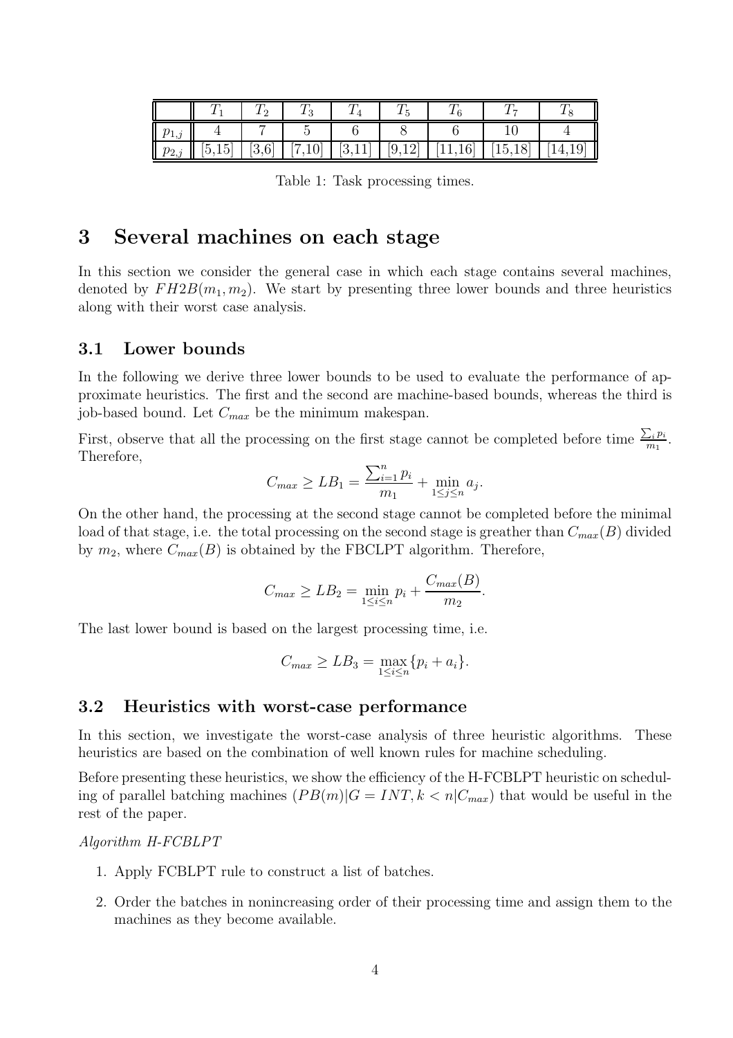|  | $T_1$ | $T_2$ | $T_3$ | $T_4$ | $T_5$ | $T_6$ | $T_7$ | $T_8$ |
|---|---|---|---|---|---|---|---|---|
| $p_{1,j}$ | 4 | 7 | 5 | 6 | 8 | 6 | 10 | 4 |
| $p_{2,j}$ | [5,15] | [3,6] | [7,10] | [3,11] | [9,12] | [11,16] | [15,18] | [14,19] |

Table 1: Task processing times.

# 3 Several machines on each stage

In this section we consider the general case in which each stage contains several machines, denoted by $FH2B(m_1, m_2)$. We start by presenting three lower bounds and three heuristics along with their worst case analysis.

## 3.1 Lower bounds

In the following we derive three lower bounds to be used to evaluate the performance of approximate heuristics. The first and the second are machine-based bounds, whereas the third is job-based bound. Let $C_{max}$ be the minimum makespan.

First, observe that all the processing on the first stage cannot be completed before time $\frac{\sum_i p_i}{m_1}$. Therefore,

$$C_{max} \geq LB_1 = \frac{\sum_{i=1}^{n} p_i}{m_1} + \min_{1 \leq j \leq n} a_j.$$

On the other hand, the processing at the second stage cannot be completed before the minimal load of that stage, i.e. the total processing on the second stage is greather than $C_{max}(B)$ divided by $m_2$, where $C_{max}(B)$ is obtained by the FBCLPT algorithm. Therefore,

$$C_{max} \geq LB_2 = \min_{1 \leq i \leq n} p_i + \frac{C_{max}(B)}{m_2}.$$

The last lower bound is based on the largest processing time, i.e.

$$C_{max} \geq LB_3 = \max_{1 \leq i \leq n} \{p_i + a_i\}.$$

## 3.2 Heuristics with worst-case performance

In this section, we investigate the worst-case analysis of three heuristic algorithms. These heuristics are based on the combination of well known rules for machine scheduling.

Before presenting these heuristics, we show the efficiency of the H-FCBLPT heuristic on scheduling of parallel batching machines ($PB(m)|G = INT, k < n|C_{max}$) that would be useful in the rest of the paper.

*Algorithm H-FCBLPT*

1. Apply FCBLPT rule to construct a list of batches.
2. Order the batches in nonincreasing order of their processing time and assign them to the machines as they become available.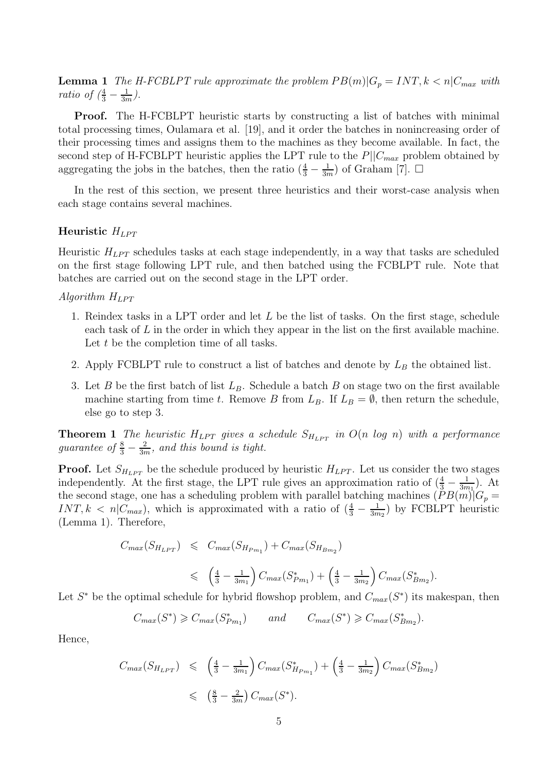**Lemma 1** *The H-FCBLPT rule approximate the problem $PB(m)|G_p = INT, k < n|C_{max}$ with ratio of $(\frac{4}{3} - \frac{1}{3m})$.*

**Proof.** The H-FCBLPT heuristic starts by constructing a list of batches with minimal total processing times, Oulamara et al. [19], and it order the batches in nonincreasing order of their processing times and assigns them to the machines as they become available. In fact, the second step of H-FCBLPT heuristic applies the LPT rule to the $P||C_{max}$ problem obtained by aggregating the jobs in the batches, then the ratio $(\frac{4}{3} - \frac{1}{3m})$ of Graham [7]. $\Box$

In the rest of this section, we present three heuristics and their worst-case analysis when each stage contains several machines.

**Heuristic $H_{LPT}$**

Heuristic $H_{LPT}$ schedules tasks at each stage independently, in a way that tasks are scheduled on the first stage following LPT rule, and then batched using the FCBLPT rule. Note that batches are carried out on the second stage in the LPT order.

*Algorithm $H_{LPT}$*

1. Reindex tasks in a LPT order and let $L$ be the list of tasks. On the first stage, schedule each task of $L$ in the order in which they appear in the list on the first available machine. Let $t$ be the completion time of all tasks.
2. Apply FCBLPT rule to construct a list of batches and denote by $L_B$ the obtained list.
3. Let $B$ be the first batch of list $L_B$. Schedule a batch $B$ on stage two on the first available machine starting from time $t$. Remove $B$ from $L_B$. If $L_B = \emptyset$, then return the schedule, else go to step 3.

**Theorem 1** *The heuristic $H_{LPT}$ gives a schedule $S_{H_{LPT}}$ in $O(n \log n)$ with a performance guarantee of $\frac{8}{3} - \frac{2}{3m}$, and this bound is tight.*

**Proof.** Let $S_{H_{LPT}}$ be the schedule produced by heuristic $H_{LPT}$. Let us consider the two stages independently. At the first stage, the LPT rule gives an approximation ratio of $(\frac{4}{3} - \frac{1}{3m_1})$. At the second stage, one has a scheduling problem with parallel batching machines $(PB(m)|G_p = INT, k < n|C_{max})$, which is approximated with a ratio of $(\frac{4}{3} - \frac{1}{3m_2})$ by FCBLPT heuristic (Lemma 1). Therefore,

$$
\begin{aligned}
C_{max}(S_{H_{LPT}}) &\leqslant C_{max}(S_{H_{Pm_1}}) + C_{max}(S_{H_{Bm_2}}) \\
&\leqslant \left(\tfrac{4}{3} - \tfrac{1}{3m_1}\right) C_{max}(S^*_{Pm_1}) + \left(\tfrac{4}{3} - \tfrac{1}{3m_2}\right) C_{max}(S^*_{Bm_2}).
\end{aligned}
$$

Let $S^*$ be the optimal schedule for hybrid flowshop problem, and $C_{max}(S^*)$ its makespan, then

$$
C_{max}(S^*) \geqslant C_{max}(S^*_{Pm_1}) \qquad and \qquad C_{max}(S^*) \geqslant C_{max}(S^*_{Bm_2}).
$$

Hence,

$$
\begin{aligned}
C_{max}(S_{H_{LPT}}) &\leqslant \left(\tfrac{4}{3} - \tfrac{1}{3m_1}\right) C_{max}(S^*_{H_{Pm_1}}) + \left(\tfrac{4}{3} - \tfrac{1}{3m_2}\right) C_{max}(S^*_{Bm_2}) \\
&\leqslant \left(\tfrac{8}{3} - \tfrac{2}{3m}\right) C_{max}(S^*).
\end{aligned}
$$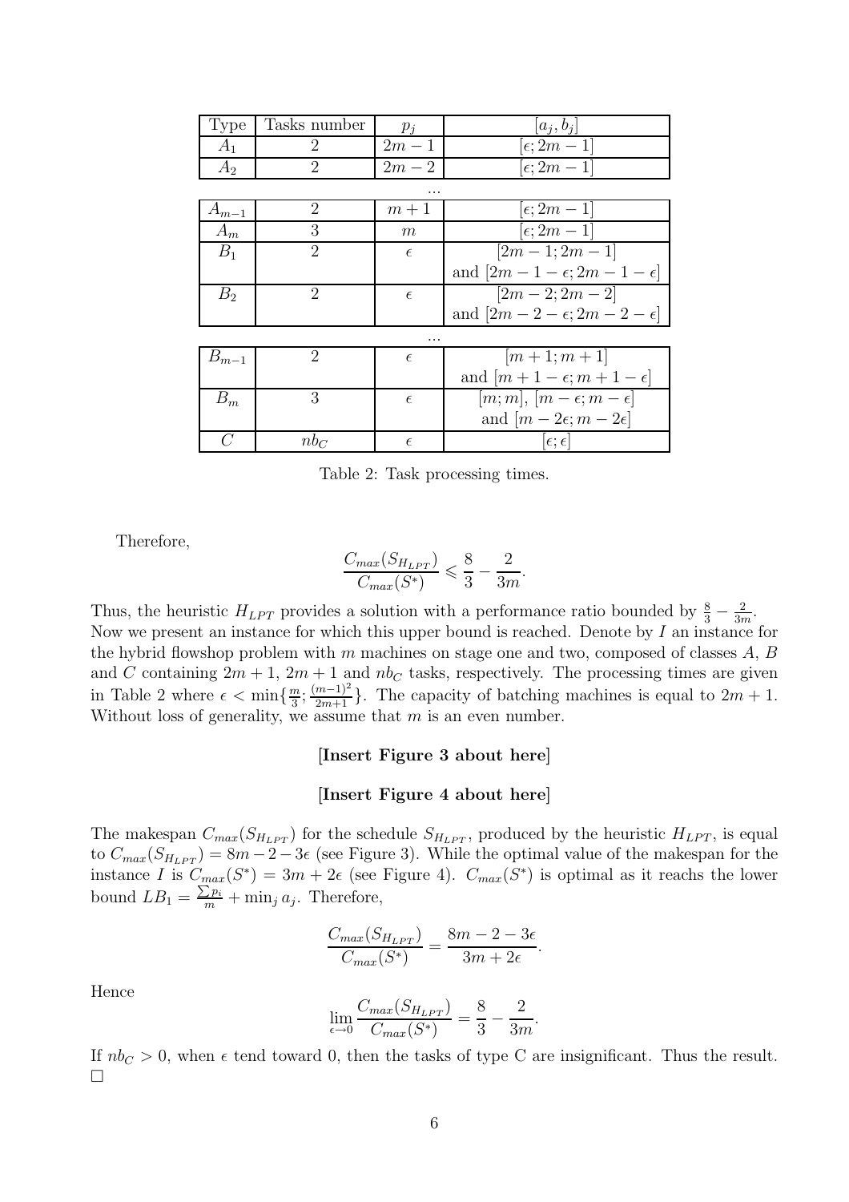| Type | Tasks number | $p_j$ | $[a_j, b_j]$ |
|---|---|---|---|
| $A_1$ | 2 | $2m-1$ | $[\epsilon; 2m-1]$ |
| $A_2$ | 2 | $2m-2$ | $[\epsilon; 2m-1]$ |
| | | ... | |
| $A_{m-1}$ | 2 | $m+1$ | $[\epsilon; 2m-1]$ |
| $A_m$ | 3 | $m$ | $[\epsilon; 2m-1]$ |
| $B_1$ | 2 | $\epsilon$ | $[2m-1; 2m-1]$ and $[2m-1-\epsilon; 2m-1-\epsilon]$ |
| $B_2$ | 2 | $\epsilon$ | $[2m-2; 2m-2]$ and $[2m-2-\epsilon; 2m-2-\epsilon]$ |
| | | ... | |
| $B_{m-1}$ | 2 | $\epsilon$ | $[m+1; m+1]$ and $[m+1-\epsilon; m+1-\epsilon]$ |
| $B_m$ | 3 | $\epsilon$ | $[m; m]$, $[m-\epsilon; m-\epsilon]$ and $[m-2\epsilon; m-2\epsilon]$ |
| $C$ | $nb_C$ | $\epsilon$ | $[\epsilon; \epsilon]$ |

Table 2: Task processing times.

Therefore,

$$\frac{C_{max}(S_{H_{LPT}})}{C_{max}(S^*)} \leqslant \frac{8}{3} - \frac{2}{3m}.$$

Thus, the heuristic $H_{LPT}$ provides a solution with a performance ratio bounded by $\frac{8}{3} - \frac{2}{3m}$. Now we present an instance for which this upper bound is reached. Denote by $I$ an instance for the hybrid flowshop problem with $m$ machines on stage one and two, composed of classes $A$, $B$ and $C$ containing $2m+1$, $2m+1$ and $nb_C$ tasks, respectively. The processing times are given in Table 2 where $\epsilon < \min\{\frac{m}{3}; \frac{(m-1)^2}{2m+1}\}$. The capacity of batching machines is equal to $2m+1$. Without loss of generality, we assume that $m$ is an even number.

**[Insert Figure 3 about here]**

**[Insert Figure 4 about here]**

The makespan $C_{max}(S_{H_{LPT}})$ for the schedule $S_{H_{LPT}}$, produced by the heuristic $H_{LPT}$, is equal to $C_{max}(S_{H_{LPT}}) = 8m - 2 - 3\epsilon$ (see Figure 3). While the optimal value of the makespan for the instance $I$ is $C_{max}(S^*) = 3m + 2\epsilon$ (see Figure 4). $C_{max}(S^*)$ is optimal as it reachs the lower bound $LB_1 = \frac{\sum p_i}{m} + \min_j a_j$. Therefore,

$$\frac{C_{max}(S_{H_{LPT}})}{C_{max}(S^*)} = \frac{8m - 2 - 3\epsilon}{3m + 2\epsilon}.$$

Hence

$$\lim_{\epsilon \to 0} \frac{C_{max}(S_{H_{LPT}})}{C_{max}(S^*)} = \frac{8}{3} - \frac{2}{3m}.$$

If $nb_C > 0$, when $\epsilon$ tend toward 0, then the tasks of type C are insignificant. Thus the result. □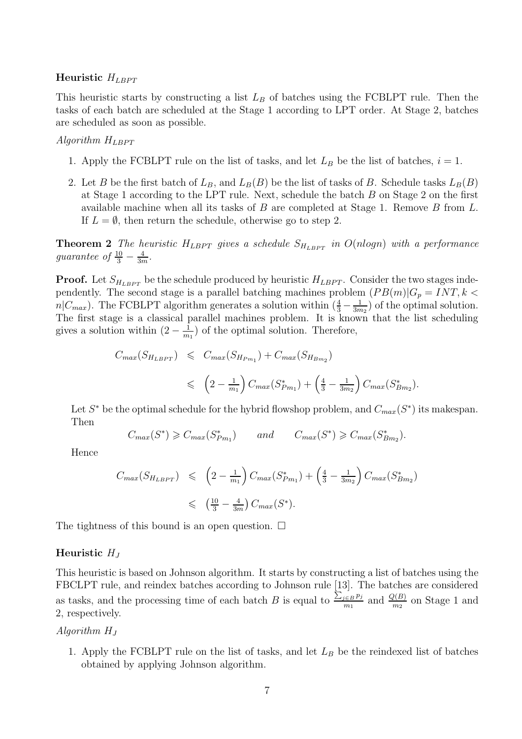### Heuristic $H_{LBPT}$

This heuristic starts by constructing a list $L_B$ of batches using the FCBLPT rule. Then the tasks of each batch are scheduled at the Stage 1 according to LPT order. At Stage 2, batches are scheduled as soon as possible.

*Algorithm $H_{LBPT}$*

1. Apply the FCBLPT rule on the list of tasks, and let $L_B$ be the list of batches, $i = 1$.
2. Let $B$ be the first batch of $L_B$, and $L_B(B)$ be the list of tasks of $B$. Schedule tasks $L_B(B)$ at Stage 1 according to the LPT rule. Next, schedule the batch $B$ on Stage 2 on the first available machine when all its tasks of $B$ are completed at Stage 1. Remove $B$ from $L$. If $L = \emptyset$, then return the schedule, otherwise go to step 2.

**Theorem 2** *The heuristic $H_{LBPT}$ gives a schedule $S_{H_{LBPT}}$ in $O(nlogn)$ with a performance guarantee of $\frac{10}{3} - \frac{4}{3m}$.*

**Proof.** Let $S_{H_{LBPT}}$ be the schedule produced by heuristic $H_{LBPT}$. Consider the two stages independently. The second stage is a parallel batching machines problem $(PB(m)|G_p = INT, k < n|C_{max})$. The FCBLPT algorithm generates a solution within $(\frac{4}{3} - \frac{1}{3m_2})$ of the optimal solution. The first stage is a classical parallel machines problem. It is known that the list scheduling gives a solution within $(2 - \frac{1}{m_1})$ of the optimal solution. Therefore,

$$
\begin{aligned}
C_{max}(S_{H_{LBPT}}) &\leqslant C_{max}(S_{H_{Pm_1}}) + C_{max}(S_{H_{Bm_2}}) \\
&\leqslant \left(2 - \tfrac{1}{m_1}\right) C_{max}(S^*_{Pm_1}) + \left(\tfrac{4}{3} - \tfrac{1}{3m_2}\right) C_{max}(S^*_{Bm_2}).
\end{aligned}
$$

Let $S^*$ be the optimal schedule for the hybrid flowshop problem, and $C_{max}(S^*)$ its makespan. Then

$$
C_{max}(S^*) \geqslant C_{max}(S^*_{Pm_1}) \qquad and \qquad C_{max}(S^*) \geqslant C_{max}(S^*_{Bm_2}).
$$

Hence

$$
\begin{aligned}
C_{max}(S_{H_{LBPT}}) &\leqslant \left(2 - \tfrac{1}{m_1}\right) C_{max}(S^*_{Pm_1}) + \left(\tfrac{4}{3} - \tfrac{1}{3m_2}\right) C_{max}(S^*_{Bm_2}) \\
&\leqslant \left(\tfrac{10}{3} - \tfrac{4}{3m}\right) C_{max}(S^*).
\end{aligned}
$$

The tightness of this bound is an open question. $\square$

### Heuristic $H_J$

This heuristic is based on Johnson algorithm. It starts by constructing a list of batches using the FBCLPT rule, and reindex batches according to Johnson rule [13]. The batches are considered as tasks, and the processing time of each batch $B$ is equal to $\frac{\sum_{j \in B} p_j}{m_1}$ and $\frac{Q(B)}{m_2}$ on Stage 1 and 2, respectively.

*Algorithm $H_J$*

1. Apply the FCBLPT rule on the list of tasks, and let $L_B$ be the reindexed list of batches obtained by applying Johnson algorithm.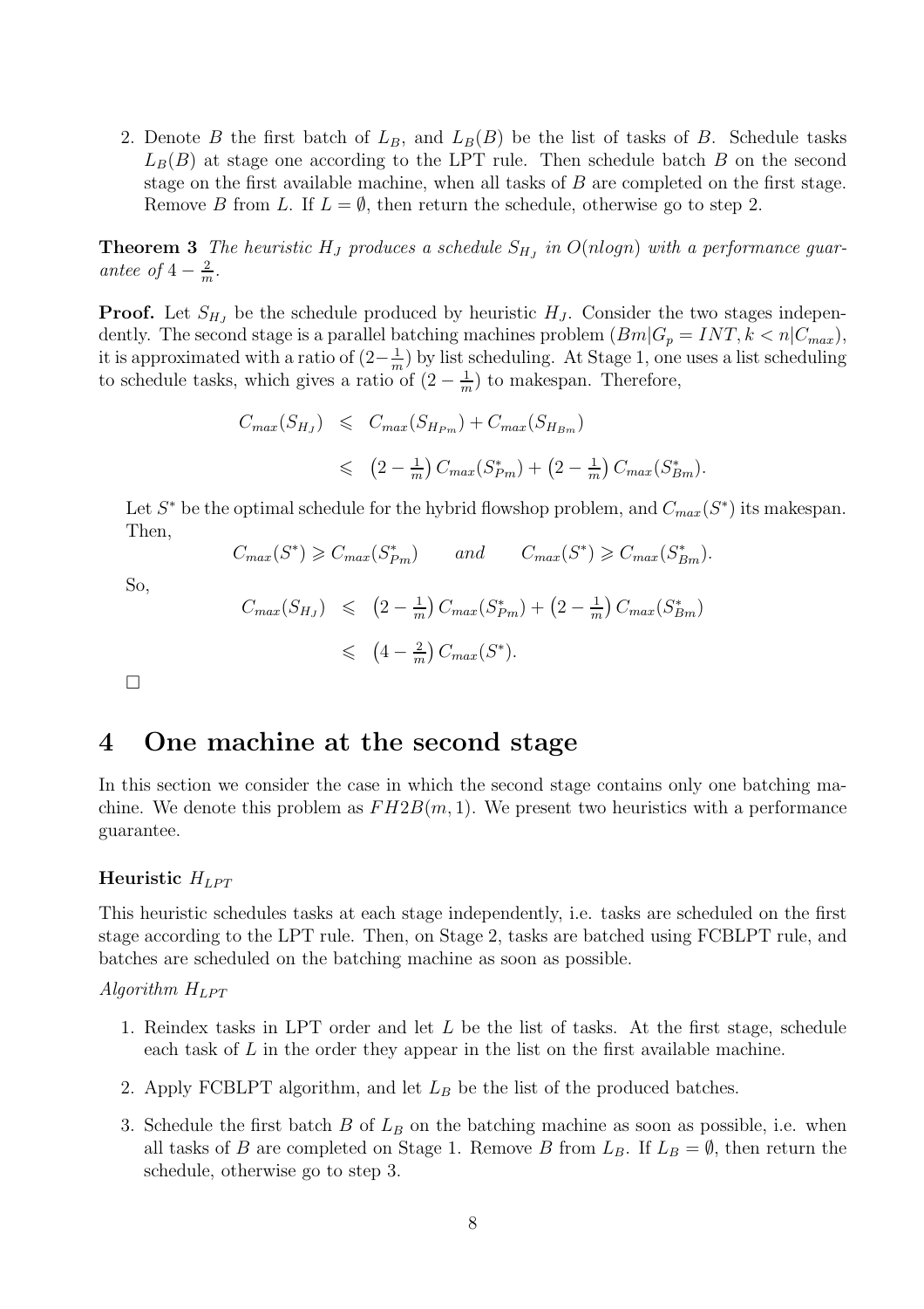2. Denote $B$ the first batch of $L_B$, and $L_B(B)$ be the list of tasks of $B$. Schedule tasks $L_B(B)$ at stage one according to the LPT rule. Then schedule batch $B$ on the second stage on the first available machine, when all tasks of $B$ are completed on the first stage. Remove $B$ from $L$. If $L = \emptyset$, then return the schedule, otherwise go to step 2.

**Theorem 3** *The heuristic $H_J$ produces a schedule $S_{H_J}$ in $O(nlogn)$ with a performance guarantee of $4 - \frac{2}{m}$.*

**Proof.** Let $S_{H_J}$ be the schedule produced by heuristic $H_J$. Consider the two stages independently. The second stage is a parallel batching machines problem $(Bm|G_p = INT, k < n|C_{max})$, it is approximated with a ratio of $(2-\frac{1}{m})$ by list scheduling. At Stage 1, one uses a list scheduling to schedule tasks, which gives a ratio of $(2 - \frac{1}{m})$ to makespan. Therefore,

$$
\begin{aligned}
C_{max}(S_{H_J}) &\leqslant C_{max}(S_{H_{Pm}}) + C_{max}(S_{H_{Bm}}) \\
&\leqslant \left(2 - \tfrac{1}{m}\right) C_{max}(S^*_{Pm}) + \left(2 - \tfrac{1}{m}\right) C_{max}(S^*_{Bm}).
\end{aligned}
$$

Let $S^*$ be the optimal schedule for the hybrid flowshop problem, and $C_{max}(S^*)$ its makespan. Then,

$$
C_{max}(S^*) \geqslant C_{max}(S^*_{Pm}) \qquad and \qquad C_{max}(S^*) \geqslant C_{max}(S^*_{Bm}).
$$

So,

$$
\begin{aligned}
C_{max}(S_{H_J}) &\leqslant \left(2 - \tfrac{1}{m}\right) C_{max}(S^*_{Pm}) + \left(2 - \tfrac{1}{m}\right) C_{max}(S^*_{Bm}) \\
&\leqslant \left(4 - \tfrac{2}{m}\right) C_{max}(S^*).
\end{aligned}
$$

□

# 4 One machine at the second stage

In this section we consider the case in which the second stage contains only one batching machine. We denote this problem as $FH2B(m, 1)$. We present two heuristics with a performance guarantee.

### Heuristic $H_{LPT}$

This heuristic schedules tasks at each stage independently, i.e. tasks are scheduled on the first stage according to the LPT rule. Then, on Stage 2, tasks are batched using FCBLPT rule, and batches are scheduled on the batching machine as soon as possible.

*Algorithm $H_{LPT}$*

1. Reindex tasks in LPT order and let $L$ be the list of tasks. At the first stage, schedule each task of $L$ in the order they appear in the list on the first available machine.
2. Apply FCBLPT algorithm, and let $L_B$ be the list of the produced batches.
3. Schedule the first batch $B$ of $L_B$ on the batching machine as soon as possible, i.e. when all tasks of $B$ are completed on Stage 1. Remove $B$ from $L_B$. If $L_B = \emptyset$, then return the schedule, otherwise go to step 3.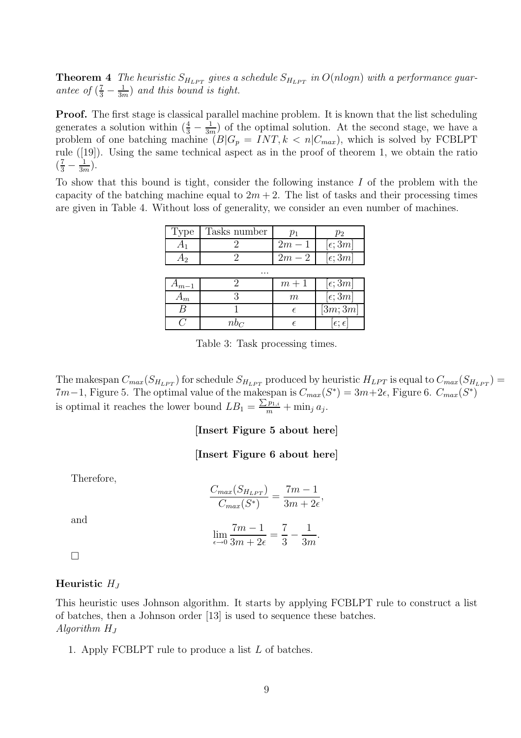**Theorem 4** *The heuristic $S_{H_{LPT}}$ gives a schedule $S_{H_{LPT}}$ in $O(nlogn)$ with a performance guarantee of $(\frac{7}{3} - \frac{1}{3m})$ and this bound is tight.*

**Proof.** The first stage is classical parallel machine problem. It is known that the list scheduling generates a solution within $(\frac{4}{3} - \frac{1}{3m})$ of the optimal solution. At the second stage, we have a problem of one batching machine $(B|G_p = INT, k < n|C_{max})$, which is solved by FCBLPT rule ([19]). Using the same technical aspect as in the proof of theorem 1, we obtain the ratio $(\frac{7}{3} - \frac{1}{3m})$.

To show that this bound is tight, consider the following instance $I$ of the problem with the capacity of the batching machine equal to $2m + 2$. The list of tasks and their processing times are given in Table 4. Without loss of generality, we consider an even number of machines.

| Type | Tasks number | $p_1$ | $p_2$ |
|---|---|---|---|
| $A_1$ | 2 | $2m - 1$ | $[\epsilon; 3m]$ |
| $A_2$ | 2 | $2m - 2$ | $[\epsilon; 3m]$ |
| ... | | | |
| $A_{m-1}$ | 2 | $m + 1$ | $[\epsilon; 3m]$ |
| $A_m$ | 3 | $m$ | $[\epsilon; 3m]$ |
| $B$ | 1 | $\epsilon$ | $[3m; 3m]$ |
| $C$ | $nb_C$ | $\epsilon$ | $[\epsilon; \epsilon]$ |

Table 3: Task processing times.

The makespan $C_{max}(S_{H_{LPT}})$ for schedule $S_{H_{LPT}}$ produced by heuristic $H_{LPT}$ is equal to $C_{max}(S_{H_{LPT}}) = 7m-1$, Figure 5. The optimal value of the makespan is $C_{max}(S^*) = 3m+2\epsilon$, Figure 6. $C_{max}(S^*)$ is optimal it reaches the lower bound $LB_1 = \frac{\sum p_{1,i}}{m} + \min_j a_j$.

**[Insert Figure 5 about here]**

**[Insert Figure 6 about here]**

Therefore,

$$\frac{C_{max}(S_{H_{LPT}})}{C_{max}(S^*)} = \frac{7m - 1}{3m + 2\epsilon},$$

and

$$\lim_{\epsilon \to 0} \frac{7m - 1}{3m + 2\epsilon} = \frac{7}{3} - \frac{1}{3m}.$$

□

#### Heuristic $H_J$

This heuristic uses Johnson algorithm. It starts by applying FCBLPT rule to construct a list of batches, then a Johnson order [13] is used to sequence these batches.
*Algorithm $H_J$*

1. Apply FCBLPT rule to produce a list $L$ of batches.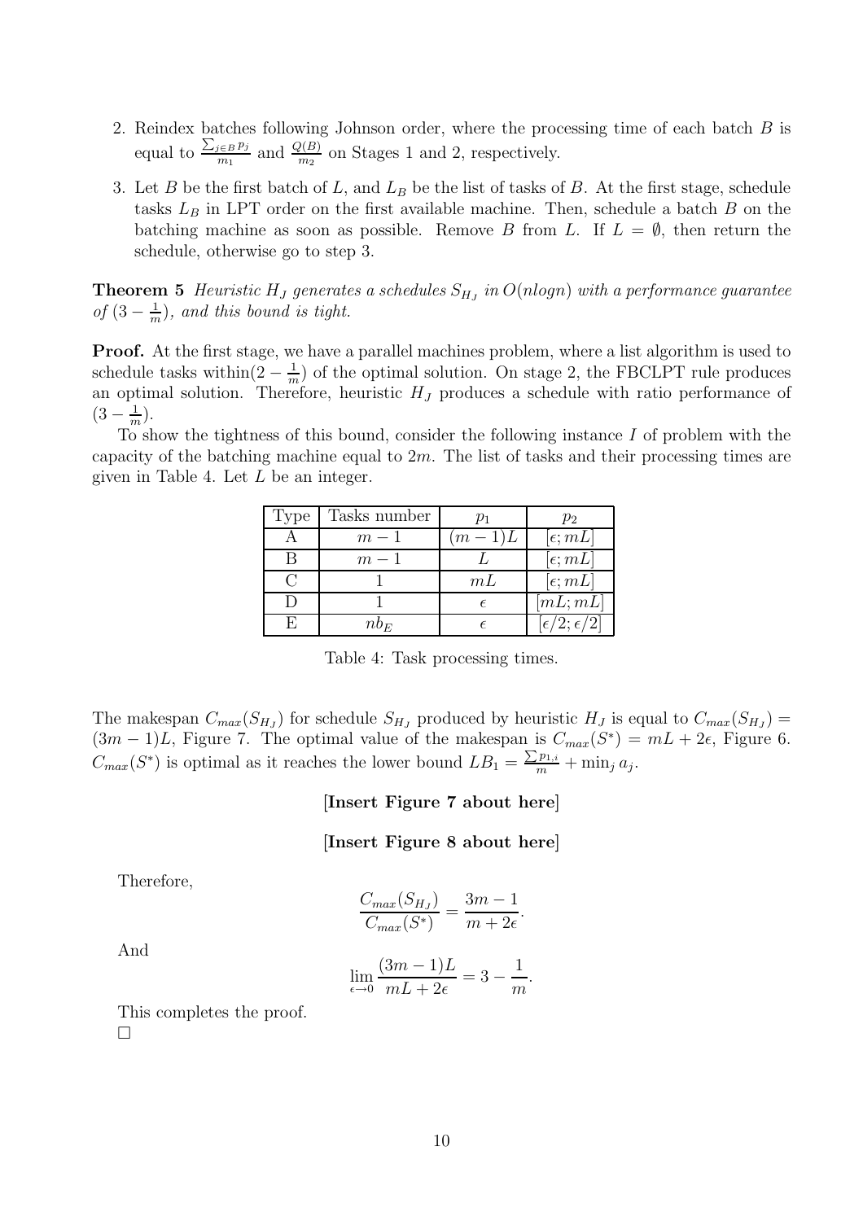2. Reindex batches following Johnson order, where the processing time of each batch $B$ is equal to $\frac{\sum_{j \in B} p_j}{m_1}$ and $\frac{Q(B)}{m_2}$ on Stages 1 and 2, respectively.

3. Let $B$ be the first batch of $L$, and $L_B$ be the list of tasks of $B$. At the first stage, schedule tasks $L_B$ in LPT order on the first available machine. Then, schedule a batch $B$ on the batching machine as soon as possible. Remove $B$ from $L$. If $L = \emptyset$, then return the schedule, otherwise go to step 3.

**Theorem 5** *Heuristic $H_J$ generates a schedules $S_{H_J}$ in $O(nlogn)$ with a performance guarantee of $(3 - \frac{1}{m})$, and this bound is tight.*

**Proof.** At the first stage, we have a parallel machines problem, where a list algorithm is used to schedule tasks within$(2 - \frac{1}{m})$ of the optimal solution. On stage 2, the FBCLPT rule produces an optimal solution. Therefore, heuristic $H_J$ produces a schedule with ratio performance of $(3 - \frac{1}{m})$.

To show the tightness of this bound, consider the following instance $I$ of problem with the capacity of the batching machine equal to $2m$. The list of tasks and their processing times are given in Table 4. Let $L$ be an integer.

| Type | Tasks number | $p_1$ | $p_2$ |
|---|---|---|---|
| A | $m-1$ | $(m-1)L$ | $[\epsilon; mL]$ |
| B | $m-1$ | $L$ | $[\epsilon; mL]$ |
| C | 1 | $mL$ | $[\epsilon; mL]$ |
| D | 1 | $\epsilon$ | $[mL; mL]$ |
| E | $nb_E$ | $\epsilon$ | $[\epsilon/2; \epsilon/2]$ |

Table 4: Task processing times.

The makespan $C_{max}(S_{H_J})$ for schedule $S_{H_J}$ produced by heuristic $H_J$ is equal to $C_{max}(S_{H_J}) = (3m-1)L$, Figure 7. The optimal value of the makespan is $C_{max}(S^*) = mL + 2\epsilon$, Figure 6. $C_{max}(S^*)$ is optimal as it reaches the lower bound $LB_1 = \frac{\sum p_{1,i}}{m} + \min_j a_j$.

**[Insert Figure 7 about here]**

**[Insert Figure 8 about here]**

Therefore,

$$\frac{C_{max}(S_{H_J})}{C_{max}(S^*)} = \frac{3m-1}{m+2\epsilon}.$$

And

$$\lim_{\epsilon \to 0} \frac{(3m-1)L}{mL+2\epsilon} = 3 - \frac{1}{m}.$$

This completes the proof.
□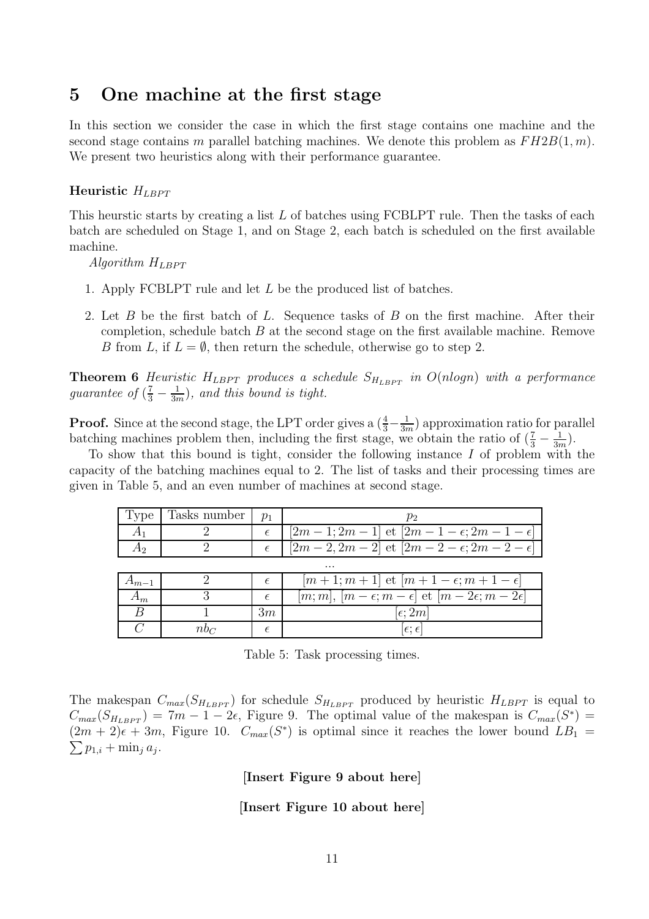## 5 One machine at the first stage

In this section we consider the case in which the first stage contains one machine and the second stage contains $m$ parallel batching machines. We denote this problem as $FH2B(1, m)$. We present two heuristics along with their performance guarantee.

**Heuristic $H_{LBPT}$**

This heurstic starts by creating a list $L$ of batches using FCBLPT rule. Then the tasks of each batch are scheduled on Stage 1, and on Stage 2, each batch is scheduled on the first available machine.

*Algorithm $H_{LBPT}$*

1. Apply FCBLPT rule and let $L$ be the produced list of batches.
2. Let $B$ be the first batch of $L$. Sequence tasks of $B$ on the first machine. After their completion, schedule batch $B$ at the second stage on the first available machine. Remove $B$ from $L$, if $L = \emptyset$, then return the schedule, otherwise go to step 2.

**Theorem 6** *Heuristic $H_{LBPT}$ produces a schedule $S_{H_{LBPT}}$ in $O(nlogn)$ with a performance guarantee of $(\frac{7}{3} - \frac{1}{3m})$, and this bound is tight.*

**Proof.** Since at the second stage, the LPT order gives a $(\frac{4}{3} - \frac{1}{3m})$ approximation ratio for parallel batching machines problem then, including the first stage, we obtain the ratio of $(\frac{7}{3} - \frac{1}{3m})$.

To show that this bound is tight, consider the following instance $I$ of problem with the capacity of the batching machines equal to 2. The list of tasks and their processing times are given in Table 5, and an even number of machines at second stage.

| Type | Tasks number | $p_1$ | $p_2$ |
|---|---|---|---|
| $A_1$ | 2 | $\epsilon$ | $[2m-1; 2m-1]$ et $[2m-1-\epsilon; 2m-1-\epsilon]$ |
| $A_2$ | 2 | $\epsilon$ | $[2m-2, 2m-2]$ et $[2m-2-\epsilon; 2m-2-\epsilon]$ |
| ... | | | |
| $A_{m-1}$ | 2 | $\epsilon$ | $[m+1; m+1]$ et $[m+1-\epsilon; m+1-\epsilon]$ |
| $A_m$ | 3 | $\epsilon$ | $[m; m]$, $[m-\epsilon; m-\epsilon]$ et $[m-2\epsilon; m-2\epsilon]$ |
| $B$ | 1 | $3m$ | $[\epsilon; 2m]$ |
| $C$ | $nb_C$ | $\epsilon$ | $[\epsilon; \epsilon]$ |

Table 5: Task processing times.

The makespan $C_{max}(S_{H_{LBPT}})$ for schedule $S_{H_{LBPT}}$ produced by heuristic $H_{LBPT}$ is equal to $C_{max}(S_{H_{LBPT}}) = 7m - 1 - 2\epsilon$, Figure 9. The optimal value of the makespan is $C_{max}(S^*) = (2m+2)\epsilon + 3m$, Figure 10. $C_{max}(S^*)$ is optimal since it reaches the lower bound $LB_1 = \sum p_{1,i} + \min_j a_j$.

**[Insert Figure 9 about here]**

**[Insert Figure 10 about here]**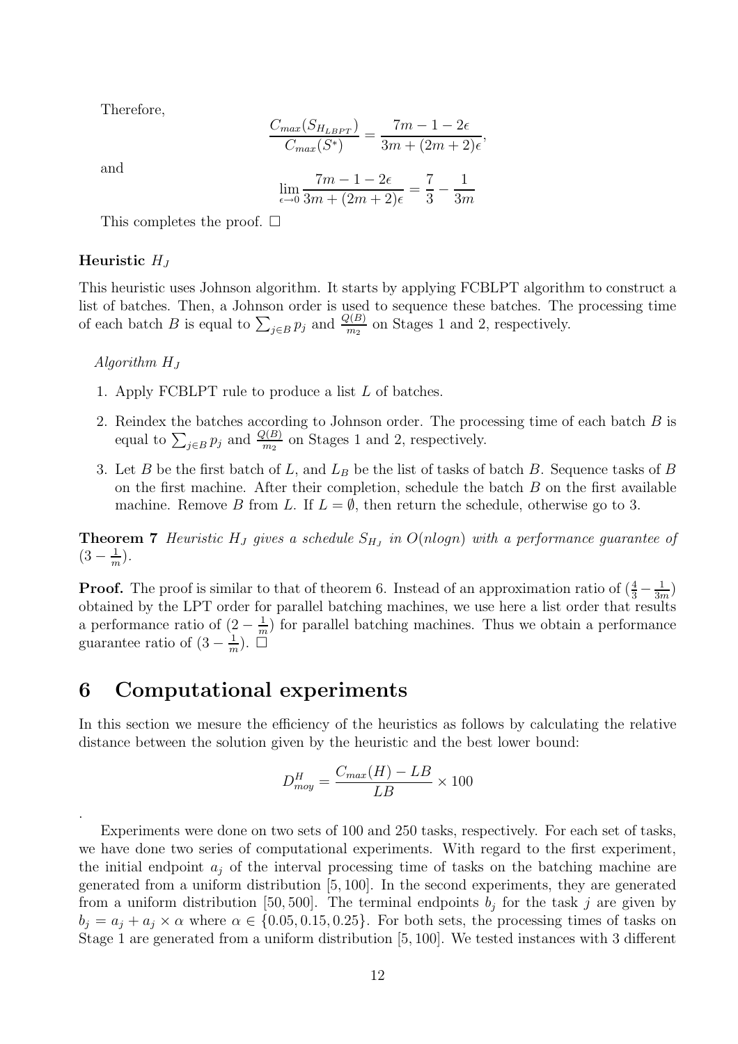Therefore,

$$\frac{C_{max}(S_{H_{LBPT}})}{C_{max}(S^*)} = \frac{7m - 1 - 2\epsilon}{3m + (2m+2)\epsilon},$$

and

$$\lim_{\epsilon \to 0} \frac{7m - 1 - 2\epsilon}{3m + (2m+2)\epsilon} = \frac{7}{3} - \frac{1}{3m}$$

This completes the proof. $\square$

### Heuristic $H_J$

This heuristic uses Johnson algorithm. It starts by applying FCBLPT algorithm to construct a list of batches. Then, a Johnson order is used to sequence these batches. The processing time of each batch $B$ is equal to $\sum_{j \in B} p_j$ and $\frac{Q(B)}{m_2}$ on Stages 1 and 2, respectively.

*Algorithm $H_J$*

1. Apply FCBLPT rule to produce a list $L$ of batches.
2. Reindex the batches according to Johnson order. The processing time of each batch $B$ is equal to $\sum_{j \in B} p_j$ and $\frac{Q(B)}{m_2}$ on Stages 1 and 2, respectively.
3. Let $B$ be the first batch of $L$, and $L_B$ be the list of tasks of batch $B$. Sequence tasks of $B$ on the first machine. After their completion, schedule the batch $B$ on the first available machine. Remove $B$ from $L$. If $L = \emptyset$, then return the schedule, otherwise go to 3.

**Theorem 7** *Heuristic $H_J$ gives a schedule $S_{H_J}$ in $O(nlogn)$ with a performance guarantee of $(3 - \frac{1}{m})$.*

**Proof.** The proof is similar to that of theorem 6. Instead of an approximation ratio of $(\frac{4}{3} - \frac{1}{3m})$ obtained by the LPT order for parallel batching machines, we use here a list order that results a performance ratio of $(2 - \frac{1}{m})$ for parallel batching machines. Thus we obtain a performance guarantee ratio of $(3 - \frac{1}{m})$. $\square$

## 6 Computational experiments

In this section we mesure the efficiency of the heuristics as follows by calculating the relative distance between the solution given by the heuristic and the best lower bound:

$$D^H_{moy} = \frac{C_{max}(H) - LB}{LB} \times 100$$

.

Experiments were done on two sets of 100 and 250 tasks, respectively. For each set of tasks, we have done two series of computational experiments. With regard to the first experiment, the initial endpoint $a_j$ of the interval processing time of tasks on the batching machine are generated from a uniform distribution $[5, 100]$. In the second experiments, they are generated from a uniform distribution $[50, 500]$. The terminal endpoints $b_j$ for the task $j$ are given by $b_j = a_j + a_j \times \alpha$ where $\alpha \in \{0.05, 0.15, 0.25\}$. For both sets, the processing times of tasks on Stage 1 are generated from a uniform distribution $[5, 100]$. We tested instances with 3 different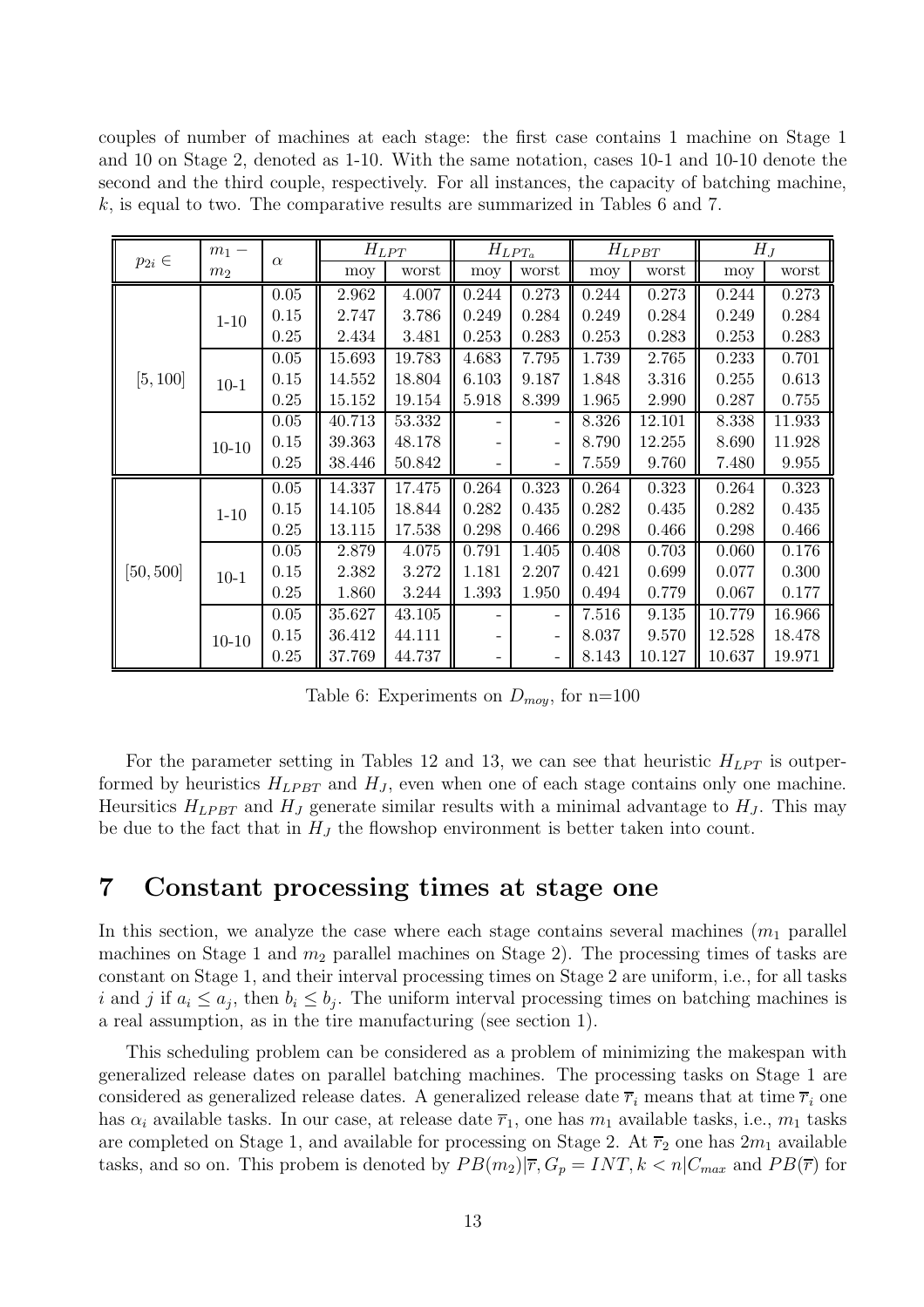couples of number of machines at each stage: the first case contains 1 machine on Stage 1 and 10 on Stage 2, denoted as 1-10. With the same notation, cases 10-1 and 10-10 denote the second and the third couple, respectively. For all instances, the capacity of batching machine, $k$, is equal to two. The comparative results are summarized in Tables 6 and 7.

| $p_{2i} \in$ | $m_1 - m_2$ | $\alpha$ | $H_{LPT}$ | | $H_{LPT_a}$ | | $H_{LPBT}$ | | $H_J$ | |
|---|---|---|---|---|---|---|---|---|---|---|
| | | | moy | worst | moy | worst | moy | worst | moy | worst |
| $[5, 100]$ | 1-10 | 0.05 | 2.962 | 4.007 | 0.244 | 0.273 | 0.244 | 0.273 | 0.244 | 0.273 |
| | | 0.15 | 2.747 | 3.786 | 0.249 | 0.284 | 0.249 | 0.284 | 0.249 | 0.284 |
| | | 0.25 | 2.434 | 3.481 | 0.253 | 0.283 | 0.253 | 0.283 | 0.253 | 0.283 |
| | 10-1 | 0.05 | 15.693 | 19.783 | 4.683 | 7.795 | 1.739 | 2.765 | 0.233 | 0.701 |
| | | 0.15 | 14.552 | 18.804 | 6.103 | 9.187 | 1.848 | 3.316 | 0.255 | 0.613 |
| | | 0.25 | 15.152 | 19.154 | 5.918 | 8.399 | 1.965 | 2.990 | 0.287 | 0.755 |
| | 10-10 | 0.05 | 40.713 | 53.332 | - | - | 8.326 | 12.101 | 8.338 | 11.933 |
| | | 0.15 | 39.363 | 48.178 | - | - | 8.790 | 12.255 | 8.690 | 11.928 |
| | | 0.25 | 38.446 | 50.842 | - | - | 7.559 | 9.760 | 7.480 | 9.955 |
| $[50, 500]$ | 1-10 | 0.05 | 14.337 | 17.475 | 0.264 | 0.323 | 0.264 | 0.323 | 0.264 | 0.323 |
| | | 0.15 | 14.105 | 18.844 | 0.282 | 0.435 | 0.282 | 0.435 | 0.282 | 0.435 |
| | | 0.25 | 13.115 | 17.538 | 0.298 | 0.466 | 0.298 | 0.466 | 0.298 | 0.466 |
| | 10-1 | 0.05 | 2.879 | 4.075 | 0.791 | 1.405 | 0.408 | 0.703 | 0.060 | 0.176 |
| | | 0.15 | 2.382 | 3.272 | 1.181 | 2.207 | 0.421 | 0.699 | 0.077 | 0.300 |
| | | 0.25 | 1.860 | 3.244 | 1.393 | 1.950 | 0.494 | 0.779 | 0.067 | 0.177 |
| | 10-10 | 0.05 | 35.627 | 43.105 | - | - | 7.516 | 9.135 | 10.779 | 16.966 |
| | | 0.15 | 36.412 | 44.111 | - | - | 8.037 | 9.570 | 12.528 | 18.478 |
| | | 0.25 | 37.769 | 44.737 | - | - | 8.143 | 10.127 | 10.637 | 19.971 |

Table 6: Experiments on $D_{moy}$, for n=100

For the parameter setting in Tables 12 and 13, we can see that heuristic $H_{LPT}$ is outperformed by heuristics $H_{LPBT}$ and $H_J$, even when one of each stage contains only one machine. Heursitics $H_{LPBT}$ and $H_J$ generate similar results with a minimal advantage to $H_J$. This may be due to the fact that in $H_J$ the flowshop environment is better taken into count.

## 7 Constant processing times at stage one

In this section, we analyze the case where each stage contains several machines ($m_1$ parallel machines on Stage 1 and $m_2$ parallel machines on Stage 2). The processing times of tasks are constant on Stage 1, and their interval processing times on Stage 2 are uniform, i.e., for all tasks $i$ and $j$ if $a_i \leq a_j$, then $b_i \leq b_j$. The uniform interval processing times on batching machines is a real assumption, as in the tire manufacturing (see section 1).

This scheduling problem can be considered as a problem of minimizing the makespan with generalized release dates on parallel batching machines. The processing tasks on Stage 1 are considered as generalized release dates. A generalized release date $\overline{r}_i$ means that at time $\overline{r}_i$ one has $\alpha_i$ available tasks. In our case, at release date $\overline{r}_1$, one has $m_1$ available tasks, i.e., $m_1$ tasks are completed on Stage 1, and available for processing on Stage 2. At $\overline{r}_2$ one has $2m_1$ available tasks, and so on. This probem is denoted by $PB(m_2)|\overline{r}, G_p = INT, k < n|C_{max}$ and $PB(\overline{r})$ for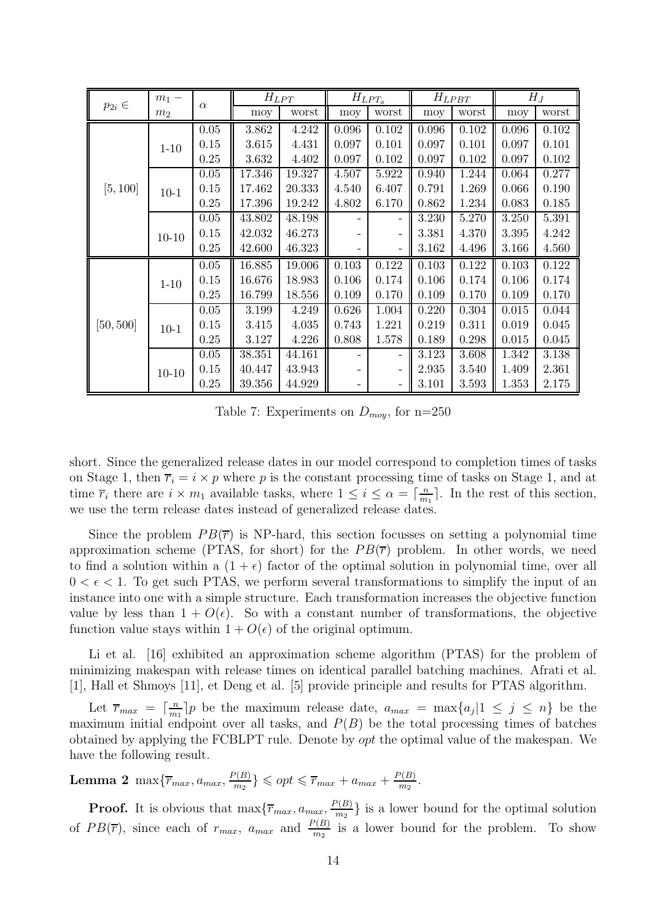| $p_{2i} \in$ | $m_1 - m_2$ | $\alpha$ | $H_{LPT}$ | | $H_{LPT_a}$ | | $H_{LPBT}$ | | $H_J$ | |
|---|---|---|---|---|---|---|---|---|---|---|
| | | | moy | worst | moy | worst | moy | worst | moy | worst |
| $[5, 100]$ | 1-10 | 0.05 | 3.862 | 4.242 | 0.096 | 0.102 | 0.096 | 0.102 | 0.096 | 0.102 |
| | | 0.15 | 3.615 | 4.431 | 0.097 | 0.101 | 0.097 | 0.101 | 0.097 | 0.101 |
| | | 0.25 | 3.632 | 4.402 | 0.097 | 0.102 | 0.097 | 0.102 | 0.097 | 0.102 |
| | 10-1 | 0.05 | 17.346 | 19.327 | 4.507 | 5.922 | 0.940 | 1.244 | 0.064 | 0.277 |
| | | 0.15 | 17.462 | 20.333 | 4.540 | 6.407 | 0.791 | 1.269 | 0.066 | 0.190 |
| | | 0.25 | 17.396 | 19.242 | 4.802 | 6.170 | 0.862 | 1.234 | 0.083 | 0.185 |
| | 10-10 | 0.05 | 43.802 | 48.198 | - | - | 3.230 | 5.270 | 3.250 | 5.391 |
| | | 0.15 | 42.032 | 46.273 | - | - | 3.381 | 4.370 | 3.395 | 4.242 |
| | | 0.25 | 42.600 | 46.323 | - | - | 3.162 | 4.496 | 3.166 | 4.560 |
| $[50, 500]$ | 1-10 | 0.05 | 16.885 | 19.006 | 0.103 | 0.122 | 0.103 | 0.122 | 0.103 | 0.122 |
| | | 0.15 | 16.676 | 18.983 | 0.106 | 0.174 | 0.106 | 0.174 | 0.106 | 0.174 |
| | | 0.25 | 16.799 | 18.556 | 0.109 | 0.170 | 0.109 | 0.170 | 0.109 | 0.170 |
| | 10-1 | 0.05 | 3.199 | 4.249 | 0.626 | 1.004 | 0.220 | 0.304 | 0.015 | 0.044 |
| | | 0.15 | 3.415 | 4.035 | 0.743 | 1.221 | 0.219 | 0.311 | 0.019 | 0.045 |
| | | 0.25 | 3.127 | 4.226 | 0.808 | 1.578 | 0.189 | 0.298 | 0.015 | 0.045 |
| | 10-10 | 0.05 | 38.351 | 44.161 | - | - | 3.123 | 3.608 | 1.342 | 3.138 |
| | | 0.15 | 40.447 | 43.943 | - | - | 2.935 | 3.540 | 1.409 | 2.361 |
| | | 0.25 | 39.356 | 44.929 | - | - | 3.101 | 3.593 | 1.353 | 2.175 |

Table 7: Experiments on $D_{moy}$, for n=250

short. Since the generalized release dates in our model correspond to completion times of tasks on Stage 1, then $\overline{r}_i = i \times p$ where $p$ is the constant processing time of tasks on Stage 1, and at time $\overline{r}_i$ there are $i \times m_1$ available tasks, where $1 \leq i \leq \alpha = \lceil \frac{n}{m_1} \rceil$. In the rest of this section, we use the term release dates instead of generalized release dates.

Since the problem $PB(\overline{r})$ is NP-hard, this section focusses on setting a polynomial time approximation scheme (PTAS, for short) for the $PB(\overline{r})$ problem. In other words, we need to find a solution within a $(1+\epsilon)$ factor of the optimal solution in polynomial time, over all $0 < \epsilon < 1$. To get such PTAS, we perform several transformations to simplify the input of an instance into one with a simple structure. Each transformation increases the objective function value by less than $1 + O(\epsilon)$. So with a constant number of transformations, the objective function value stays within $1 + O(\epsilon)$ of the original optimum.

Li et al. [16] exhibited an approximation scheme algorithm (PTAS) for the problem of minimizing makespan with release times on identical parallel batching machines. Afrati et al. [1], Hall et Shmoys [11], et Deng et al. [5] provide principle and results for PTAS algorithm.

Let $\overline{r}_{max} = \lceil \frac{n}{m_1} \rceil p$ be the maximum release date, $a_{max} = \max\{a_j | 1 \leq j \leq n\}$ be the maximum initial endpoint over all tasks, and $P(B)$ be the total processing times of batches obtained by applying the FCBLPT rule. Denote by *opt* the optimal value of the makespan. We have the following result.

**Lemma 2** $\max\{\overline{r}_{max}, a_{max}, \frac{P(B)}{m_2}\} \leqslant opt \leqslant \overline{r}_{max} + a_{max} + \frac{P(B)}{m_2}$.

**Proof.** It is obvious that $\max\{\overline{r}_{max}, a_{max}, \frac{P(B)}{m_2}\}$ is a lower bound for the optimal solution of $PB(\overline{r})$, since each of $r_{max}$, $a_{max}$ and $\frac{P(B)}{m_2}$ is a lower bound for the problem. To show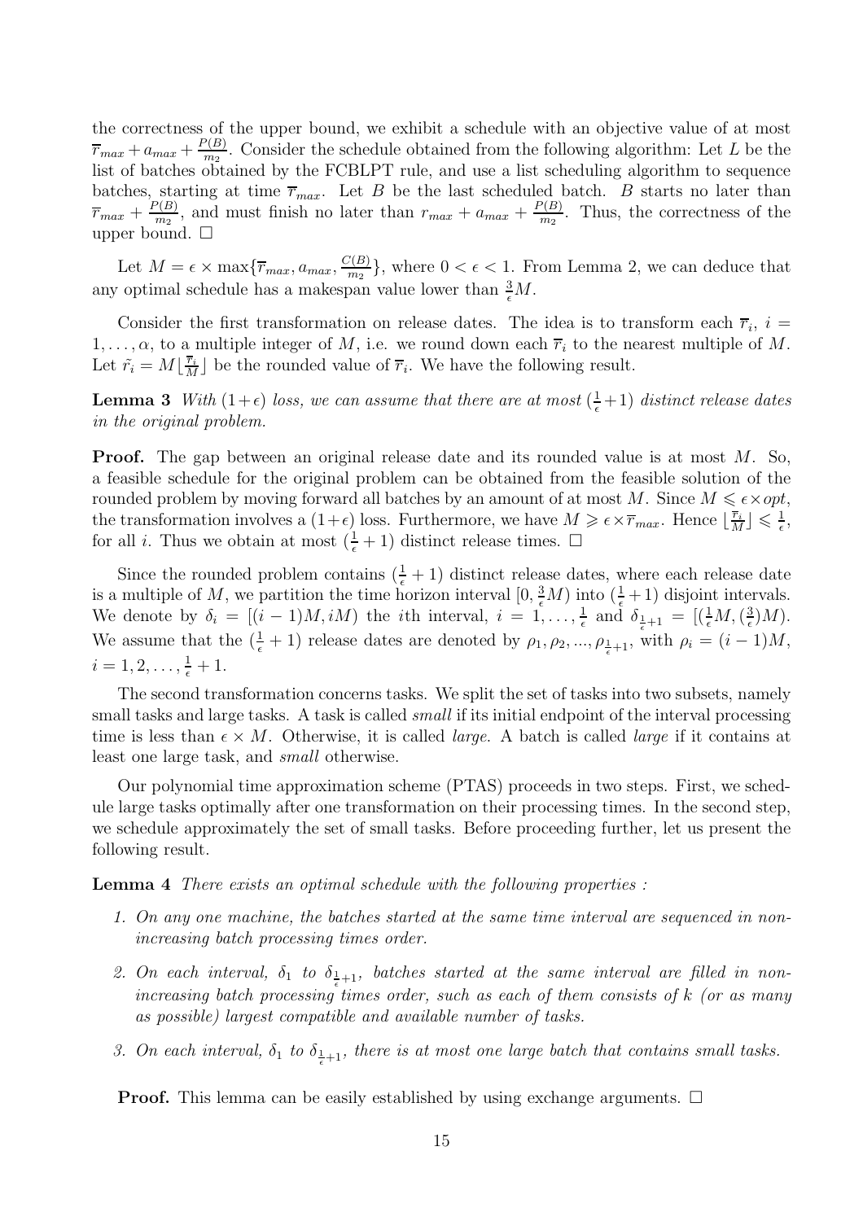the correctness of the upper bound, we exhibit a schedule with an objective value of at most $\overline{r}_{max} + a_{max} + \frac{P(B)}{m_2}$. Consider the schedule obtained from the following algorithm: Let $L$ be the list of batches obtained by the FCBLPT rule, and use a list scheduling algorithm to sequence batches, starting at time $\overline{r}_{max}$. Let $B$ be the last scheduled batch. $B$ starts no later than $\overline{r}_{max} + \frac{P(B)}{m_2}$, and must finish no later than $r_{max} + a_{max} + \frac{P(B)}{m_2}$. Thus, the correctness of the upper bound. □

Let $M = \epsilon \times \max\{\overline{r}_{max}, a_{max}, \frac{C(B)}{m_2}\}$, where $0 < \epsilon < 1$. From Lemma 2, we can deduce that any optimal schedule has a makespan value lower than $\frac{3}{\epsilon}M$.

Consider the first transformation on release dates. The idea is to transform each $\overline{r}_i$, $i = 1, \ldots, \alpha$, to a multiple integer of $M$, i.e. we round down each $\overline{r}_i$ to the nearest multiple of $M$. Let $\tilde{r_i} = M\lfloor \frac{\overline{r}_i}{M} \rfloor$ be the rounded value of $\overline{r}_i$. We have the following result.

**Lemma 3** *With $(1+\epsilon)$ loss, we can assume that there are at most $(\frac{1}{\epsilon}+1)$ distinct release dates in the original problem.*

**Proof.** The gap between an original release date and its rounded value is at most $M$. So, a feasible schedule for the original problem can be obtained from the feasible solution of the rounded problem by moving forward all batches by an amount of at most $M$. Since $M \leqslant \epsilon \times opt$, the transformation involves a $(1+\epsilon)$ loss. Furthermore, we have $M \geqslant \epsilon \times \overline{r}_{max}$. Hence $\lfloor \frac{\overline{r}_i}{M} \rfloor \leqslant \frac{1}{\epsilon}$, for all $i$. Thus we obtain at most $(\frac{1}{\epsilon}+1)$ distinct release times. □

Since the rounded problem contains $(\frac{1}{\epsilon}+1)$ distinct release dates, where each release date is a multiple of $M$, we partition the time horizon interval $[0, \frac{3}{\epsilon}M)$ into $(\frac{1}{\epsilon}+1)$ disjoint intervals. We denote by $\delta_i = [(i-1)M, iM)$ the $i$th interval, $i = 1, \ldots, \frac{1}{\epsilon}$ and $\delta_{\frac{1}{\epsilon}+1} = [(\frac{1}{\epsilon}M, (\frac{3}{\epsilon})M)$. We assume that the $(\frac{1}{\epsilon}+1)$ release dates are denoted by $\rho_1, \rho_2, ..., \rho_{\frac{1}{\epsilon}+1}$, with $\rho_i = (i-1)M$, $i = 1, 2, \ldots, \frac{1}{\epsilon}+1$.

The second transformation concerns tasks. We split the set of tasks into two subsets, namely small tasks and large tasks. A task is called *small* if its initial endpoint of the interval processing time is less than $\epsilon \times M$. Otherwise, it is called *large*. A batch is called *large* if it contains at least one large task, and *small* otherwise.

Our polynomial time approximation scheme (PTAS) proceeds in two steps. First, we schedule large tasks optimally after one transformation on their processing times. In the second step, we schedule approximately the set of small tasks. Before proceeding further, let us present the following result.

**Lemma 4** *There exists an optimal schedule with the following properties :*

1. *On any one machine, the batches started at the same time interval are sequenced in non-increasing batch processing times order.*
2. *On each interval, $\delta_1$ to $\delta_{\frac{1}{\epsilon}+1}$, batches started at the same interval are filled in non-increasing batch processing times order, such as each of them consists of $k$ (or as many as possible) largest compatible and available number of tasks.*
3. *On each interval, $\delta_1$ to $\delta_{\frac{1}{\epsilon}+1}$, there is at most one large batch that contains small tasks.*

**Proof.** This lemma can be easily established by using exchange arguments. □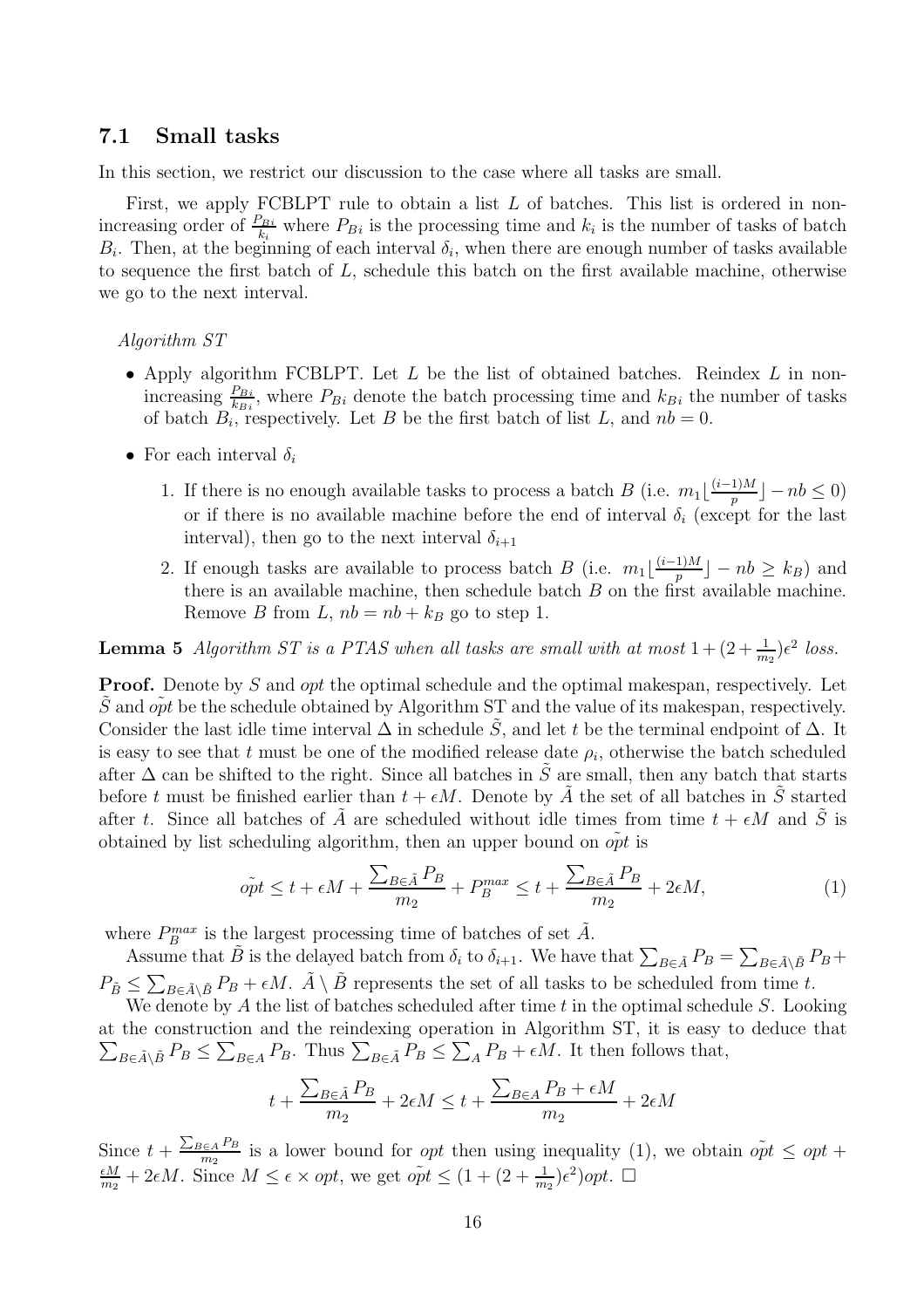### 7.1 Small tasks

In this section, we restrict our discussion to the case where all tasks are small.

First, we apply FCBLPT rule to obtain a list $L$ of batches. This list is ordered in non-increasing order of $\frac{P_{Bi}}{k_i}$ where $P_{Bi}$ is the processing time and $k_i$ is the number of tasks of batch $B_i$. Then, at the beginning of each interval $\delta_i$, when there are enough number of tasks available to sequence the first batch of $L$, schedule this batch on the first available machine, otherwise we go to the next interval.

*Algorithm ST*

- Apply algorithm FCBLPT. Let $L$ be the list of obtained batches. Reindex $L$ in non-increasing $\frac{P_{Bi}}{k_{Bi}}$, where $P_{Bi}$ denote the batch processing time and $k_{Bi}$ the number of tasks of batch $B_i$, respectively. Let $B$ be the first batch of list $L$, and $nb = 0$.
- For each interval $\delta_i$
  1. If there is no enough available tasks to process a batch $B$ (i.e. $m_1\lfloor\frac{(i-1)M}{p}\rfloor - nb \leq 0$) or if there is no available machine before the end of interval $\delta_i$ (except for the last interval), then go to the next interval $\delta_{i+1}$
  2. If enough tasks are available to process batch $B$ (i.e. $m_1\lfloor\frac{(i-1)M}{p}\rfloor - nb \geq k_B$) and there is an available machine, then schedule batch $B$ on the first available machine. Remove $B$ from $L$, $nb = nb + k_B$ go to step 1.

**Lemma 5** *Algorithm ST is a PTAS when all tasks are small with at most $1 + (2 + \frac{1}{m_2})\epsilon^2$ loss.*

**Proof.** Denote by $S$ and $opt$ the optimal schedule and the optimal makespan, respectively. Let $\tilde{S}$ and $\tilde{opt}$ be the schedule obtained by Algorithm ST and the value of its makespan, respectively. Consider the last idle time interval $\Delta$ in schedule $\tilde{S}$, and let $t$ be the terminal endpoint of $\Delta$. It is easy to see that $t$ must be one of the modified release date $\rho_i$, otherwise the batch scheduled after $\Delta$ can be shifted to the right. Since all batches in $\tilde{S}$ are small, then any batch that starts before $t$ must be finished earlier than $t + \epsilon M$. Denote by $\tilde{A}$ the set of all batches in $\tilde{S}$ started after $t$. Since all batches of $\tilde{A}$ are scheduled without idle times from time $t + \epsilon M$ and $\tilde{S}$ is obtained by list scheduling algorithm, then an upper bound on $\tilde{opt}$ is

$$\tilde{opt} \leq t + \epsilon M + \frac{\sum_{B\in\tilde{A}} P_B}{m_2} + P_B^{max} \leq t + \frac{\sum_{B\in\tilde{A}} P_B}{m_2} + 2\epsilon M, \tag{1}$$

where $P_B^{max}$ is the largest processing time of batches of set $\tilde{A}$.

Assume that $\tilde{B}$ is the delayed batch from $\delta_i$ to $\delta_{i+1}$. We have that $\sum_{B\in\tilde{A}} P_B = \sum_{B\in\tilde{A}\setminus\tilde{B}} P_B + P_{\tilde{B}} \leq \sum_{B\in\tilde{A}\setminus\tilde{B}} P_B + \epsilon M$. $\tilde{A}\setminus\tilde{B}$ represents the set of all tasks to be scheduled from time $t$.

We denote by $A$ the list of batches scheduled after time $t$ in the optimal schedule $S$. Looking at the construction and the reindexing operation in Algorithm ST, it is easy to deduce that $\sum_{B\in\tilde{A}\setminus\tilde{B}} P_B \leq \sum_{B\in A} P_B$. Thus $\sum_{B\in\tilde{A}} P_B \leq \sum_{A} P_B + \epsilon M$. It then follows that,

$$t + \frac{\sum_{B\in\tilde{A}} P_B}{m_2} + 2\epsilon M \leq t + \frac{\sum_{B\in A} P_B + \epsilon M}{m_2} + 2\epsilon M$$

Since $t + \frac{\sum_{B\in A} P_B}{m_2}$ is a lower bound for $opt$ then using inequality (1), we obtain $\tilde{opt} \leq opt + \frac{\epsilon M}{m_2} + 2\epsilon M$. Since $M \leq \epsilon \times opt$, we get $\tilde{opt} \leq (1 + (2 + \frac{1}{m_2})\epsilon^2)opt$. $\square$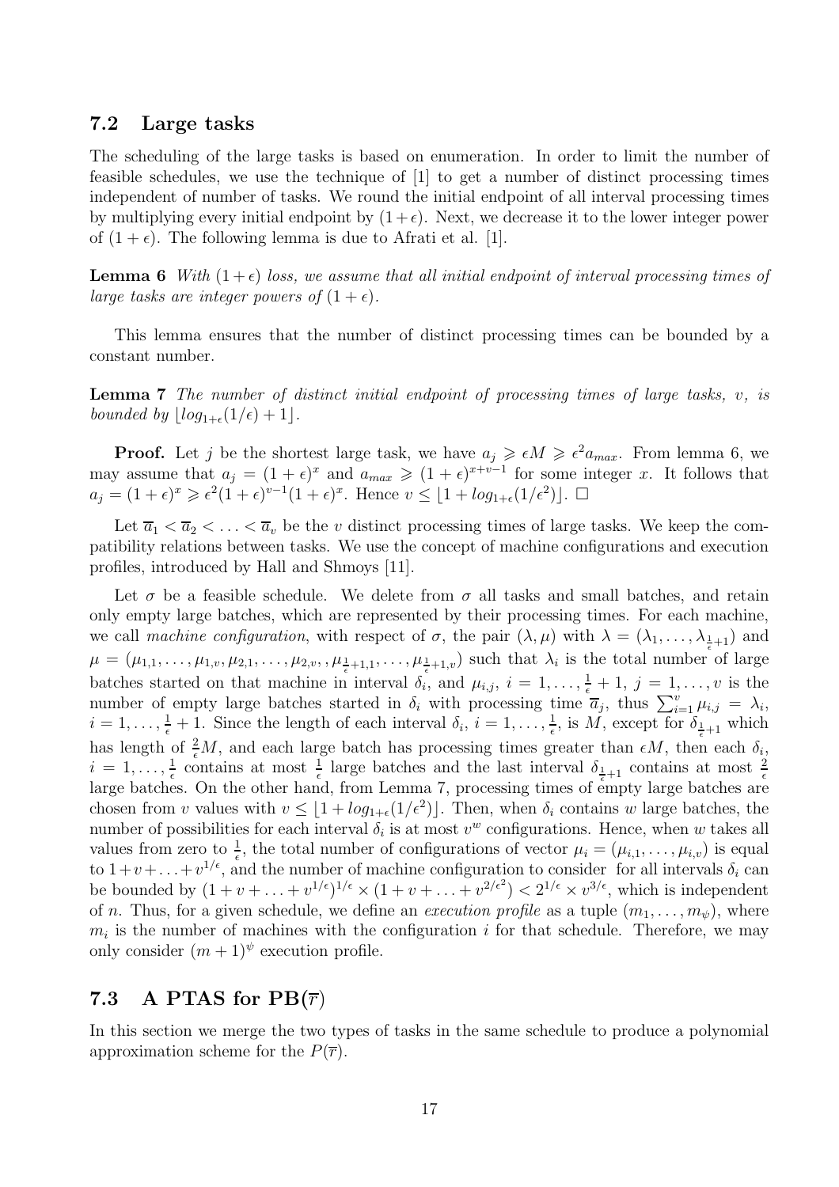### 7.2 Large tasks

The scheduling of the large tasks is based on enumeration. In order to limit the number of feasible schedules, we use the technique of [1] to get a number of distinct processing times independent of number of tasks. We round the initial endpoint of all interval processing times by multiplying every initial endpoint by $(1+\epsilon)$. Next, we decrease it to the lower integer power of $(1+\epsilon)$. The following lemma is due to Afrati et al. [1].

**Lemma 6** *With $(1+\epsilon)$ loss, we assume that all initial endpoint of interval processing times of large tasks are integer powers of $(1+\epsilon)$.*

This lemma ensures that the number of distinct processing times can be bounded by a constant number.

**Lemma 7** *The number of distinct initial endpoint of processing times of large tasks, $v$, is bounded by $\lfloor log_{1+\epsilon}(1/\epsilon) + 1 \rfloor$.*

**Proof.** Let $j$ be the shortest large task, we have $a_j \geqslant \epsilon M \geqslant \epsilon^2 a_{max}$. From lemma 6, we may assume that $a_j = (1+\epsilon)^x$ and $a_{max} \geqslant (1+\epsilon)^{x+v-1}$ for some integer $x$. It follows that $a_j = (1+\epsilon)^x \geqslant \epsilon^2 (1+\epsilon)^{v-1}(1+\epsilon)^x$. Hence $v \leq \lfloor 1 + log_{1+\epsilon}(1/\epsilon^2) \rfloor$. □

Let $\overline{a}_1 < \overline{a}_2 < \ldots < \overline{a}_v$ be the $v$ distinct processing times of large tasks. We keep the compatibility relations between tasks. We use the concept of machine configurations and execution profiles, introduced by Hall and Shmoys [11].

Let $\sigma$ be a feasible schedule. We delete from $\sigma$ all tasks and small batches, and retain only empty large batches, which are represented by their processing times. For each machine, we call *machine configuration*, with respect of $\sigma$, the pair $(\lambda, \mu)$ with $\lambda = (\lambda_1, \ldots, \lambda_{\frac{1}{\epsilon}+1})$ and $\mu = (\mu_{1,1}, \ldots, \mu_{1,v}, \mu_{2,1}, \ldots, \mu_{2,v}, , \mu_{\frac{1}{\epsilon}+1,1}, \ldots, \mu_{\frac{1}{\epsilon}+1,v})$ such that $\lambda_i$ is the total number of large batches started on that machine in interval $\delta_i$, and $\mu_{i,j}$, $i = 1, \ldots, \frac{1}{\epsilon}+1$, $j = 1, \ldots, v$ is the number of empty large batches started in $\delta_i$ with processing time $\overline{a}_j$, thus $\sum_{i=1}^{v} \mu_{i,j} = \lambda_i$, $i = 1, \ldots, \frac{1}{\epsilon}+1$. Since the length of each interval $\delta_i$, $i = 1, \ldots, \frac{1}{\epsilon}$, is $M$, except for $\delta_{\frac{1}{\epsilon}+1}$ which has length of $\frac{2}{\epsilon}M$, and each large batch has processing times greater than $\epsilon M$, then each $\delta_i$, $i = 1, \ldots, \frac{1}{\epsilon}$ contains at most $\frac{1}{\epsilon}$ large batches and the last interval $\delta_{\frac{1}{\epsilon}+1}$ contains at most $\frac{2}{\epsilon}$ large batches. On the other hand, from Lemma 7, processing times of empty large batches are chosen from $v$ values with $v \leq \lfloor 1 + log_{1+\epsilon}(1/\epsilon^2) \rfloor$. Then, when $\delta_i$ contains $w$ large batches, the number of possibilities for each interval $\delta_i$ is at most $v^w$ configurations. Hence, when $w$ takes all values from zero to $\frac{1}{\epsilon}$, the total number of configurations of vector $\mu_i = (\mu_{i,1}, \ldots, \mu_{i,v})$ is equal to $1 + v + \ldots + v^{1/\epsilon}$, and the number of machine configuration to consider for all intervals $\delta_i$ can be bounded by $(1 + v + \ldots + v^{1/\epsilon})^{1/\epsilon} \times (1 + v + \ldots + v^{2/\epsilon^2}) < 2^{1/\epsilon} \times v^{3/\epsilon}$, which is independent of $n$. Thus, for a given schedule, we define an *execution profile* as a tuple $(m_1, \ldots, m_\psi)$, where $m_i$ is the number of machines with the configuration $i$ for that schedule. Therefore, we may only consider $(m+1)^\psi$ execution profile.

### 7.3 A PTAS for PB($\overline{r}$)

In this section we merge the two types of tasks in the same schedule to produce a polynomial approximation scheme for the $P(\overline{r})$.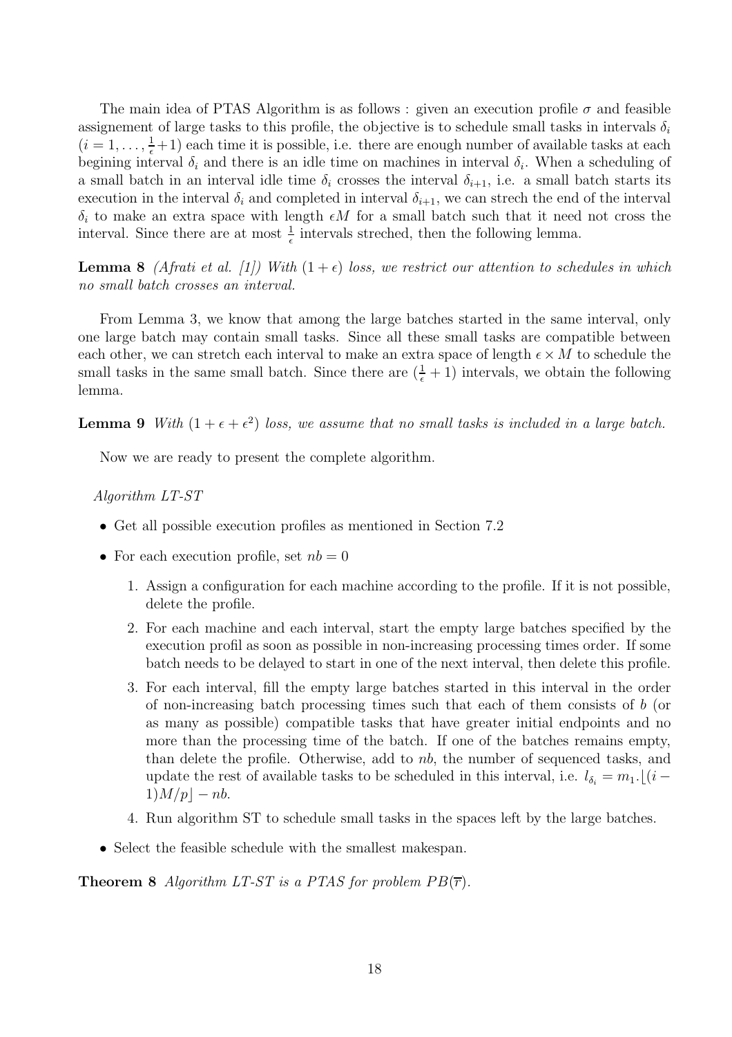The main idea of PTAS Algorithm is as follows : given an execution profile $\sigma$ and feasible assignement of large tasks to this profile, the objective is to schedule small tasks in intervals $\delta_i$ ($i = 1, \ldots, \frac{1}{\epsilon}+1$) each time it is possible, i.e. there are enough number of available tasks at each begining interval $\delta_i$ and there is an idle time on machines in interval $\delta_i$. When a scheduling of a small batch in an interval idle time $\delta_i$ crosses the interval $\delta_{i+1}$, i.e. a small batch starts its execution in the interval $\delta_i$ and completed in interval $\delta_{i+1}$, we can strech the end of the interval $\delta_i$ to make an extra space with length $\epsilon M$ for a small batch such that it need not cross the interval. Since there are at most $\frac{1}{\epsilon}$ intervals streched, then the following lemma.

**Lemma 8** *(Afrati et al. [1]) With $(1 + \epsilon)$ loss, we restrict our attention to schedules in which no small batch crosses an interval.*

From Lemma 3, we know that among the large batches started in the same interval, only one large batch may contain small tasks. Since all these small tasks are compatible between each other, we can stretch each interval to make an extra space of length $\epsilon \times M$ to schedule the small tasks in the same small batch. Since there are $(\frac{1}{\epsilon} + 1)$ intervals, we obtain the following lemma.

**Lemma 9** *With $(1 + \epsilon + \epsilon^2)$ loss, we assume that no small tasks is included in a large batch.*

Now we are ready to present the complete algorithm.

*Algorithm LT-ST*

- Get all possible execution profiles as mentioned in Section 7.2
- For each execution profile, set $nb = 0$
  1. Assign a configuration for each machine according to the profile. If it is not possible, delete the profile.
  2. For each machine and each interval, start the empty large batches specified by the execution profil as soon as possible in non-increasing processing times order. If some batch needs to be delayed to start in one of the next interval, then delete this profile.
  3. For each interval, fill the empty large batches started in this interval in the order of non-increasing batch processing times such that each of them consists of $b$ (or as many as possible) compatible tasks that have greater initial endpoints and no more than the processing time of the batch. If one of the batches remains empty, than delete the profile. Otherwise, add to $nb$, the number of sequenced tasks, and update the rest of available tasks to be scheduled in this interval, i.e. $l_{\delta_i} = m_1.\lfloor (i - 1)M/p \rfloor - nb$.
  4. Run algorithm ST to schedule small tasks in the spaces left by the large batches.
- Select the feasible schedule with the smallest makespan.

**Theorem 8** *Algorithm LT-ST is a PTAS for problem $PB(\overline{r})$.*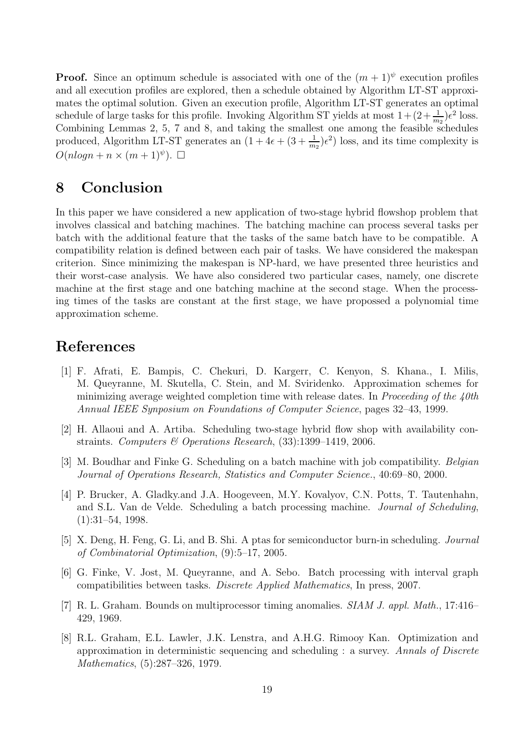**Proof.** Since an optimum schedule is associated with one of the $(m+1)^{\psi}$ execution profiles and all execution profiles are explored, then a schedule obtained by Algorithm LT-ST approximates the optimal solution. Given an execution profile, Algorithm LT-ST generates an optimal schedule of large tasks for this profile. Invoking Algorithm ST yields at most $1+(2+\frac{1}{m_2})\epsilon^2$ loss. Combining Lemmas 2, 5, 7 and 8, and taking the smallest one among the feasible schedules produced, Algorithm LT-ST generates an $(1+4\epsilon+(3+\frac{1}{m_2})\epsilon^2)$ loss, and its time complexity is $O(nlogn + n \times (m+1)^{\psi})$. $\square$

# 8 Conclusion

In this paper we have considered a new application of two-stage hybrid flowshop problem that involves classical and batching machines. The batching machine can process several tasks per batch with the additional feature that the tasks of the same batch have to be compatible. A compatibility relation is defined between each pair of tasks. We have considered the makespan criterion. Since minimizing the makespan is NP-hard, we have presented three heuristics and their worst-case analysis. We have also considered two particular cases, namely, one discrete machine at the first stage and one batching machine at the second stage. When the processing times of the tasks are constant at the first stage, we have propossed a polynomial time approximation scheme.

# References

[1] F. Afrati, E. Bampis, C. Chekuri, D. Kargerr, C. Kenyon, S. Khana., I. Milis, M. Queyranne, M. Skutella, C. Stein, and M. Sviridenko. Approximation schemes for minimizing average weighted completion time with release dates. In *Proceeding of the 40th Annual IEEE Synposium on Foundations of Computer Science*, pages 32–43, 1999.

[2] H. Allaoui and A. Artiba. Scheduling two-stage hybrid flow shop with availability constraints. *Computers & Operations Research*, (33):1399–1419, 2006.

[3] M. Boudhar and Finke G. Scheduling on a batch machine with job compatibility. *Belgian Journal of Operations Research, Statistics and Computer Science.*, 40:69–80, 2000.

[4] P. Brucker, A. Gladky.and J.A. Hoogeveen, M.Y. Kovalyov, C.N. Potts, T. Tautenhahn, and S.L. Van de Velde. Scheduling a batch processing machine. *Journal of Scheduling*, (1):31–54, 1998.

[5] X. Deng, H. Feng, G. Li, and B. Shi. A ptas for semiconductor burn-in scheduling. *Journal of Combinatorial Optimization*, (9):5–17, 2005.

[6] G. Finke, V. Jost, M. Queyranne, and A. Sebo. Batch processing with interval graph compatibilities between tasks. *Discrete Applied Mathematics*, In press, 2007.

[7] R. L. Graham. Bounds on multiprocessor timing anomalies. *SIAM J. appl. Math.*, 17:416–429, 1969.

[8] R.L. Graham, E.L. Lawler, J.K. Lenstra, and A.H.G. Rimooy Kan. Optimization and approximation in deterministic sequencing and scheduling : a survey. *Annals of Discrete Mathematics*, (5):287–326, 1979.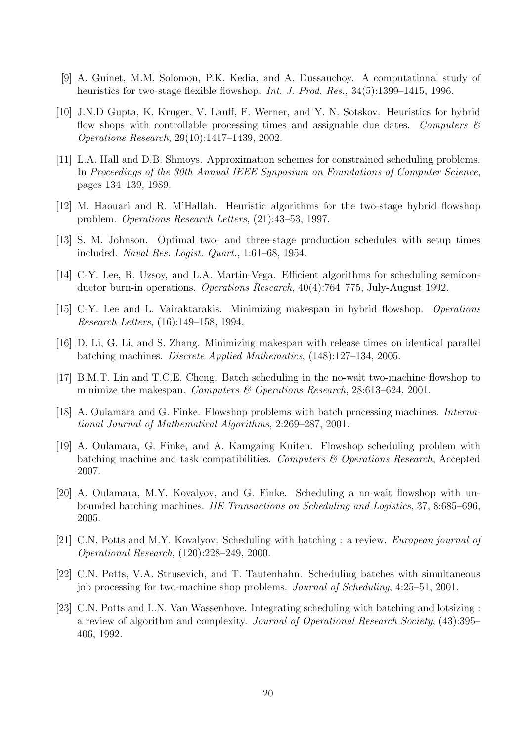[9] A. Guinet, M.M. Solomon, P.K. Kedia, and A. Dussauchoy. A computational study of heuristics for two-stage flexible flowshop. *Int. J. Prod. Res.*, 34(5):1399–1415, 1996.

[10] J.N.D Gupta, K. Kruger, V. Lauff, F. Werner, and Y. N. Sotskov. Heuristics for hybrid flow shops with controllable processing times and assignable due dates. *Computers & Operations Research*, 29(10):1417–1439, 2002.

[11] L.A. Hall and D.B. Shmoys. Approximation schemes for constrained scheduling problems. In *Proceedings of the 30th Annual IEEE Synposium on Foundations of Computer Science*, pages 134–139, 1989.

[12] M. Haouari and R. M'Hallah. Heuristic algorithms for the two-stage hybrid flowshop problem. *Operations Research Letters*, (21):43–53, 1997.

[13] S. M. Johnson. Optimal two- and three-stage production schedules with setup times included. *Naval Res. Logist. Quart.*, 1:61–68, 1954.

[14] C-Y. Lee, R. Uzsoy, and L.A. Martin-Vega. Efficient algorithms for scheduling semiconductor burn-in operations. *Operations Research*, 40(4):764–775, July-August 1992.

[15] C-Y. Lee and L. Vairaktarakis. Minimizing makespan in hybrid flowshop. *Operations Research Letters*, (16):149–158, 1994.

[16] D. Li, G. Li, and S. Zhang. Minimizing makespan with release times on identical parallel batching machines. *Discrete Applied Mathematics*, (148):127–134, 2005.

[17] B.M.T. Lin and T.C.E. Cheng. Batch scheduling in the no-wait two-machine flowshop to minimize the makespan. *Computers & Operations Research*, 28:613–624, 2001.

[18] A. Oulamara and G. Finke. Flowshop problems with batch processing machines. *International Journal of Mathematical Algorithms*, 2:269–287, 2001.

[19] A. Oulamara, G. Finke, and A. Kamgaing Kuiten. Flowshop scheduling problem with batching machine and task compatibilities. *Computers & Operations Research*, Accepted 2007.

[20] A. Oulamara, M.Y. Kovalyov, and G. Finke. Scheduling a no-wait flowshop with unbounded batching machines. *IIE Transactions on Scheduling and Logistics*, 37, 8:685–696, 2005.

[21] C.N. Potts and M.Y. Kovalyov. Scheduling with batching : a review. *European journal of Operational Research*, (120):228–249, 2000.

[22] C.N. Potts, V.A. Strusevich, and T. Tautenhahn. Scheduling batches with simultaneous job processing for two-machine shop problems. *Journal of Scheduling*, 4:25–51, 2001.

[23] C.N. Potts and L.N. Van Wassenhove. Integrating scheduling with batching and lotsizing : a review of algorithm and complexity. *Journal of Operational Research Society*, (43):395–406, 1992.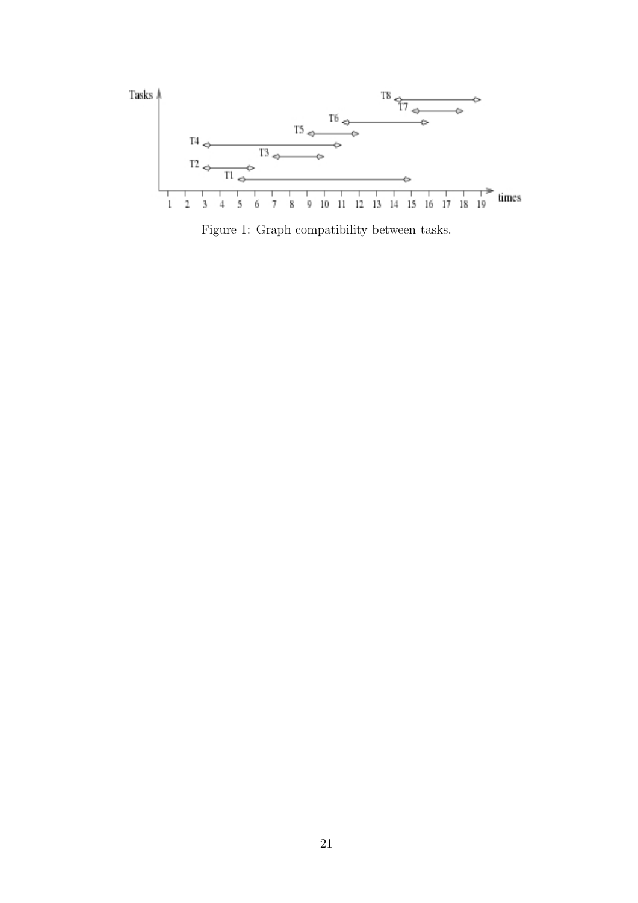Figure 1: Graph compatibility between tasks.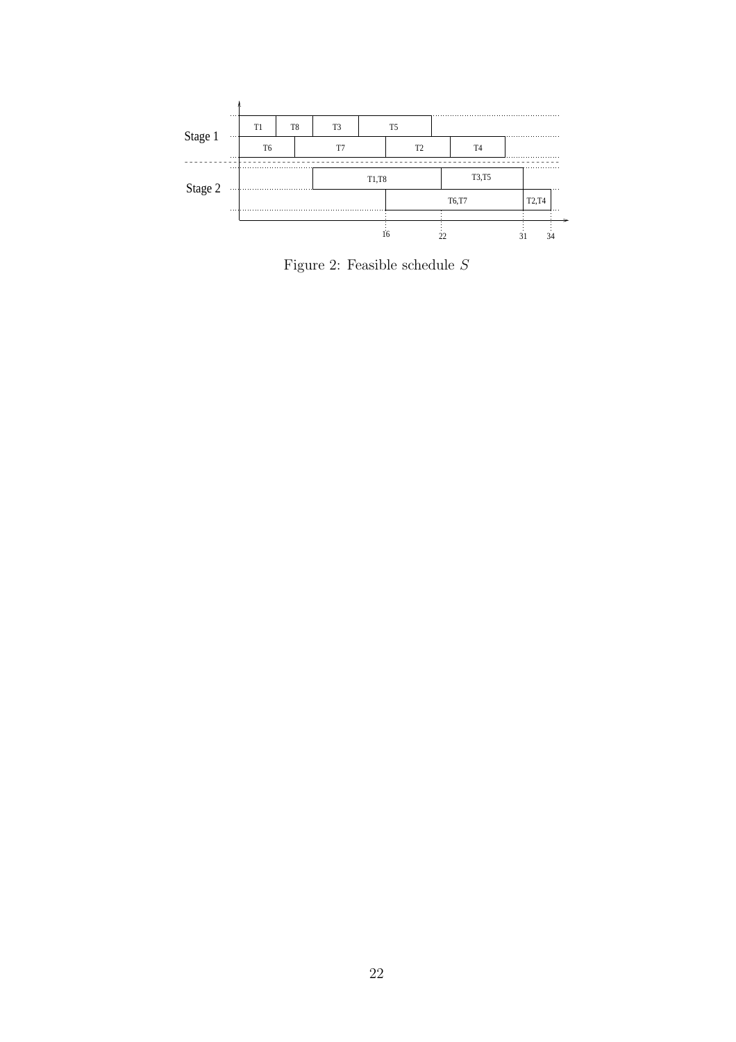Figure 2: Feasible schedule $S$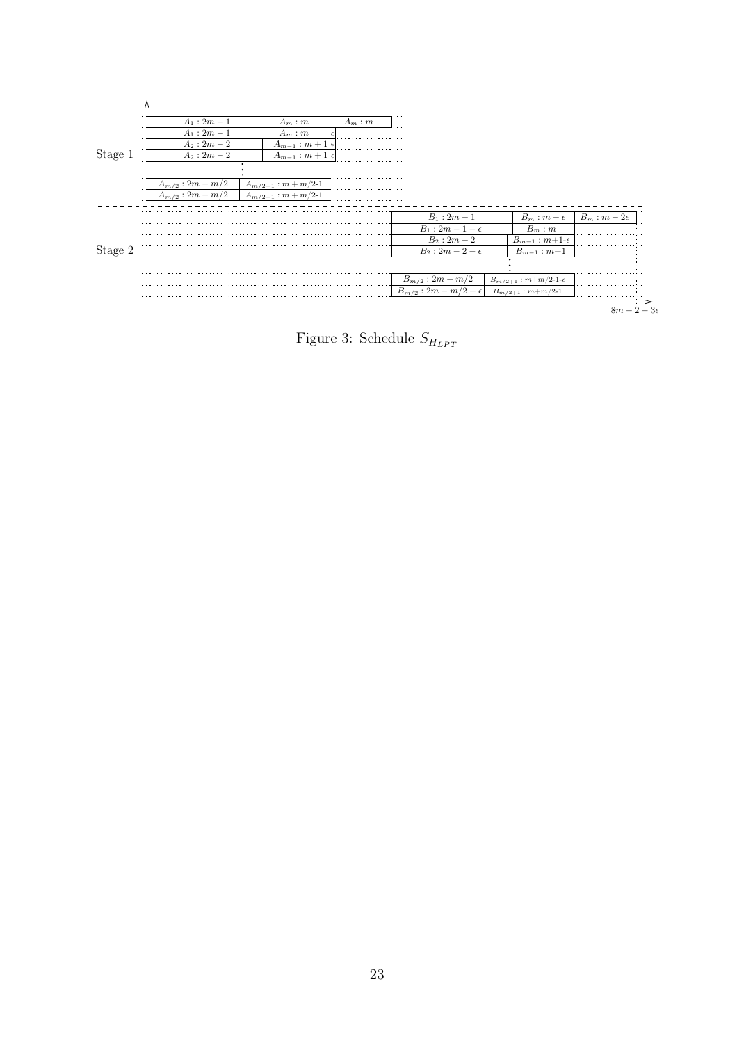Figure 3: Schedule $S_{H_{LPT}}$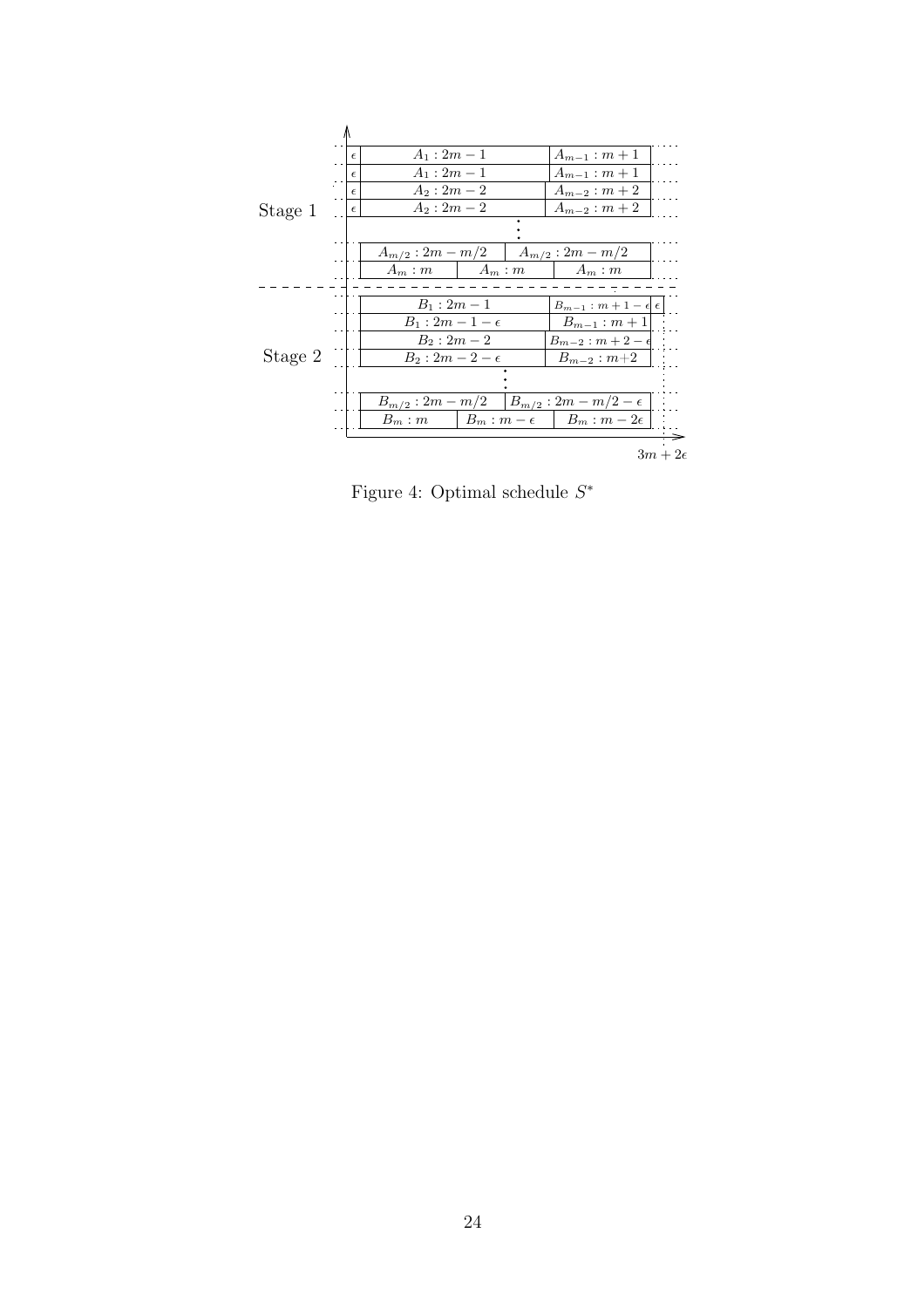Figure 4: Optimal schedule $S^*$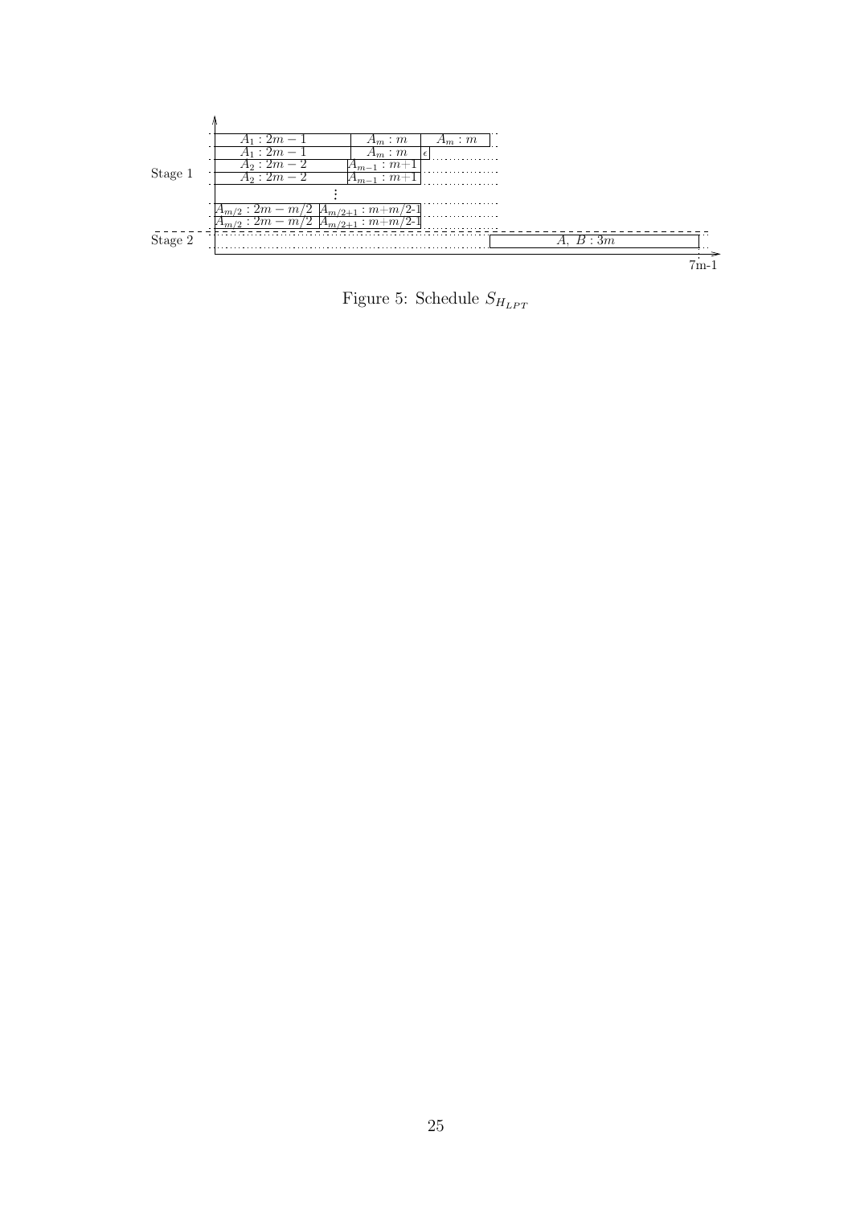Figure 5: Schedule $S_{H_{LPT}}$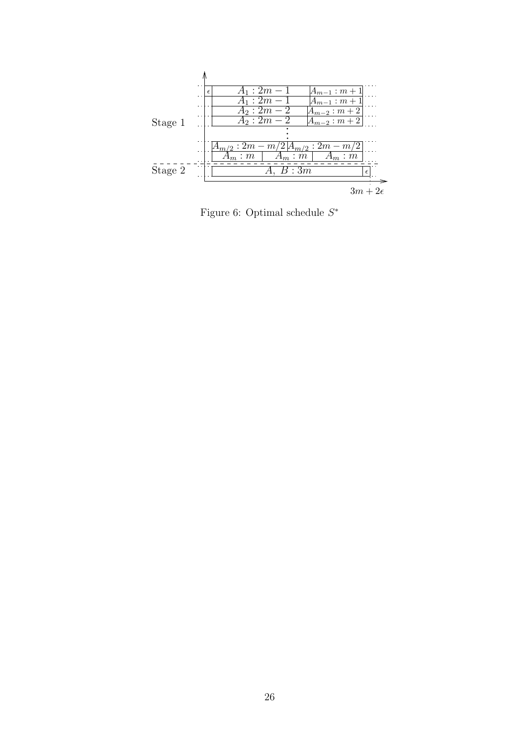Figure 6: Optimal schedule $S^*$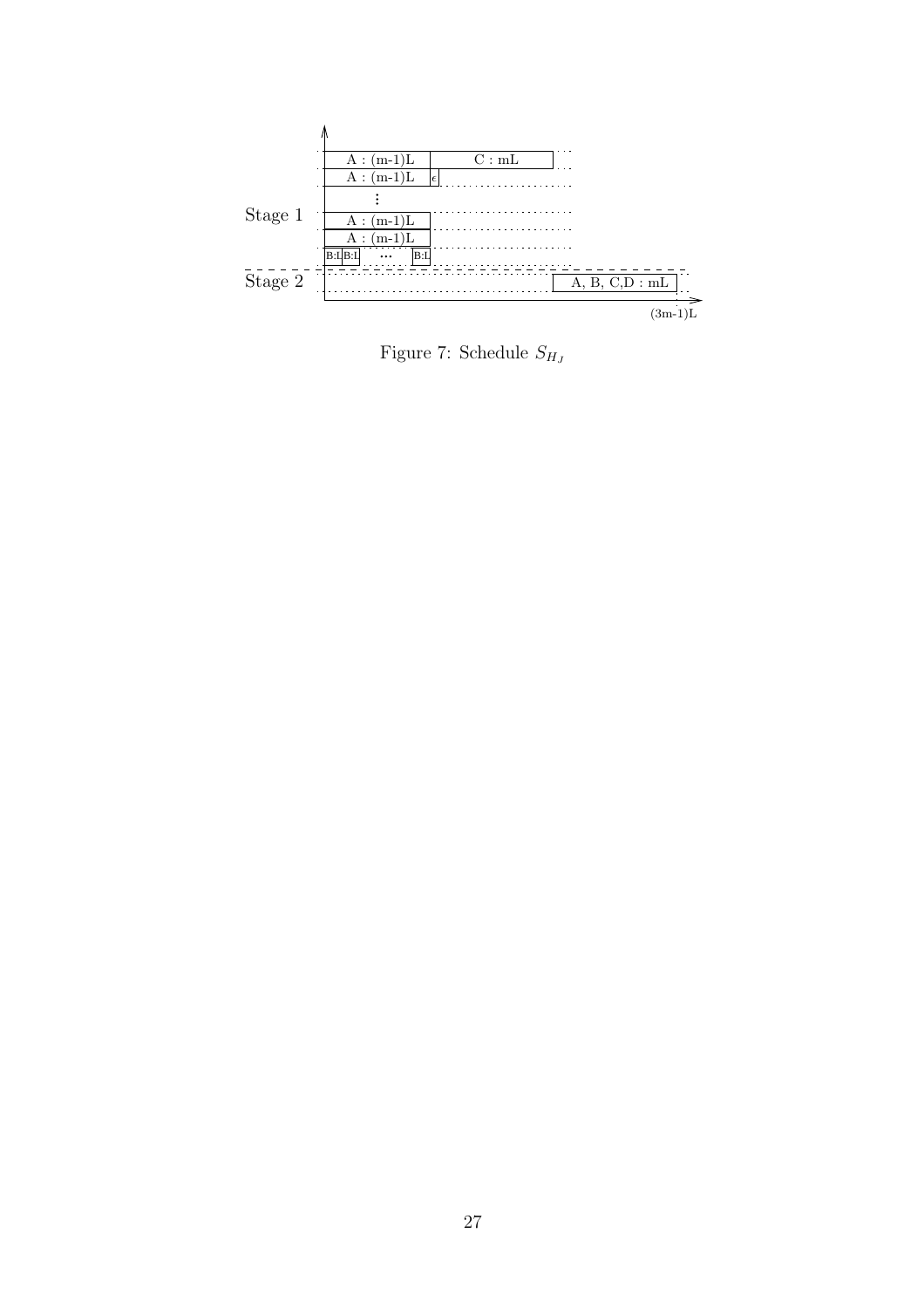Figure 7: Schedule $S_{H_J}$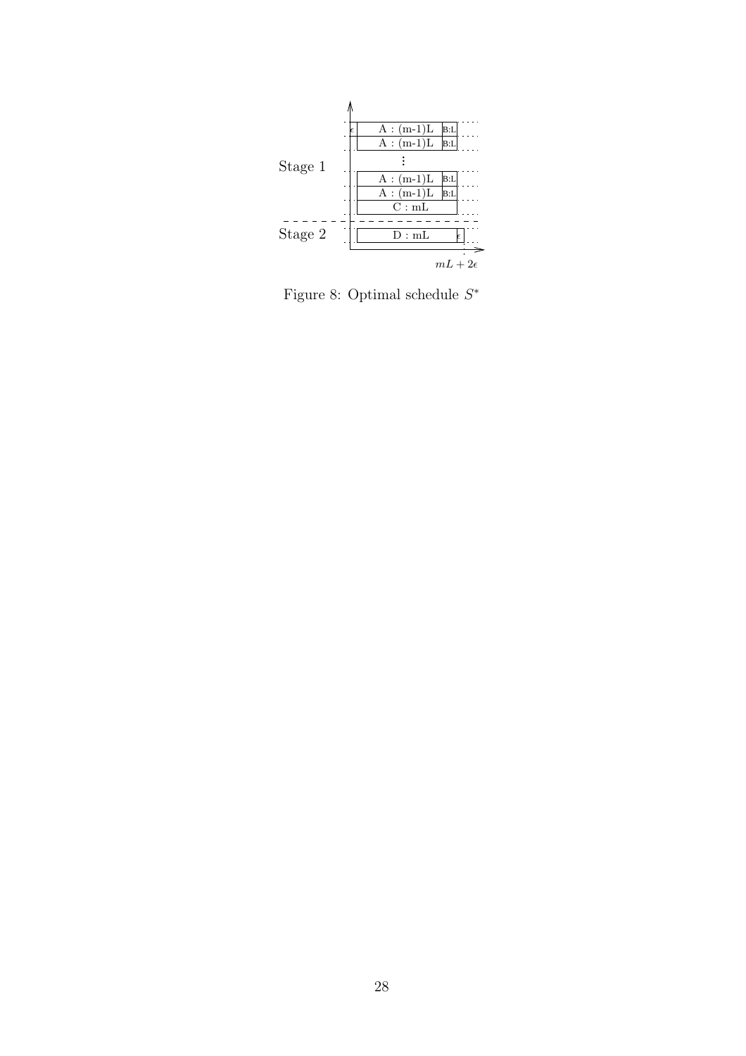Figure 8: Optimal schedule $S^*$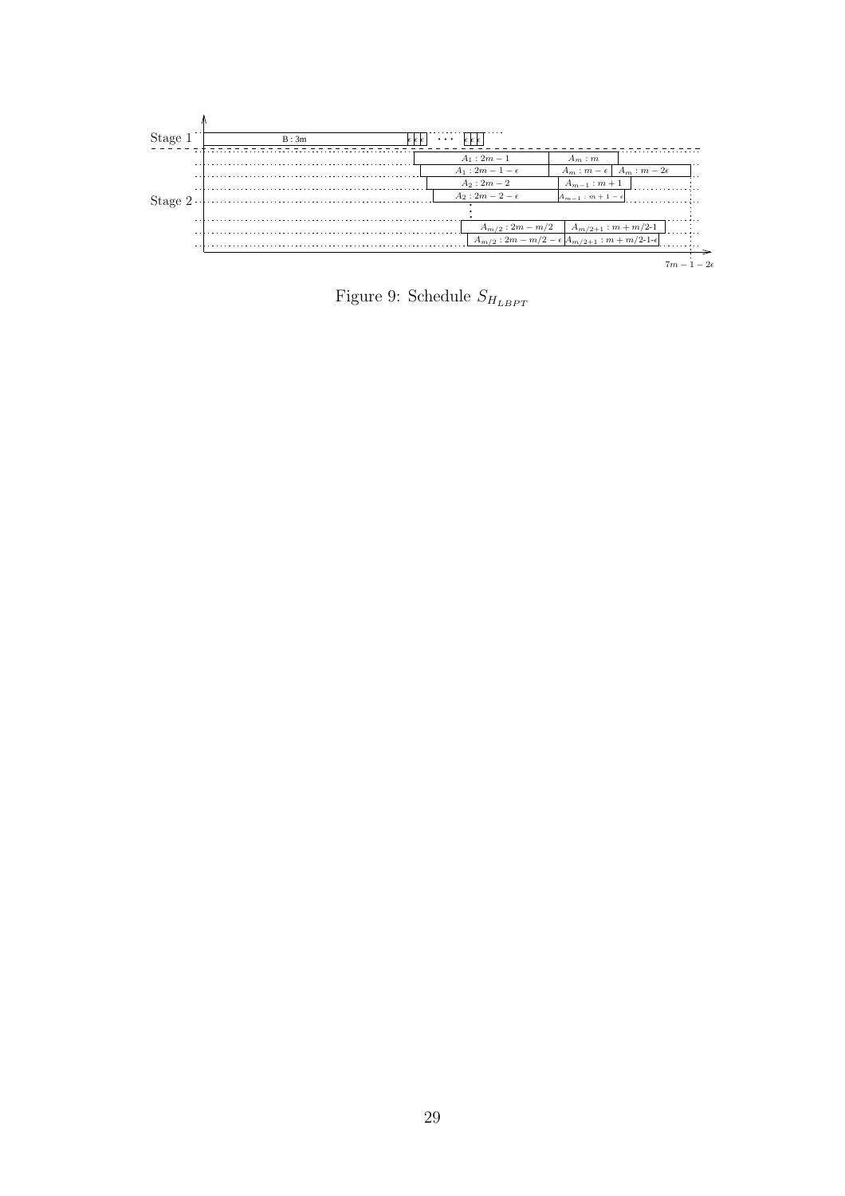Figure 9: Schedule $S_{H_{LBPT}}$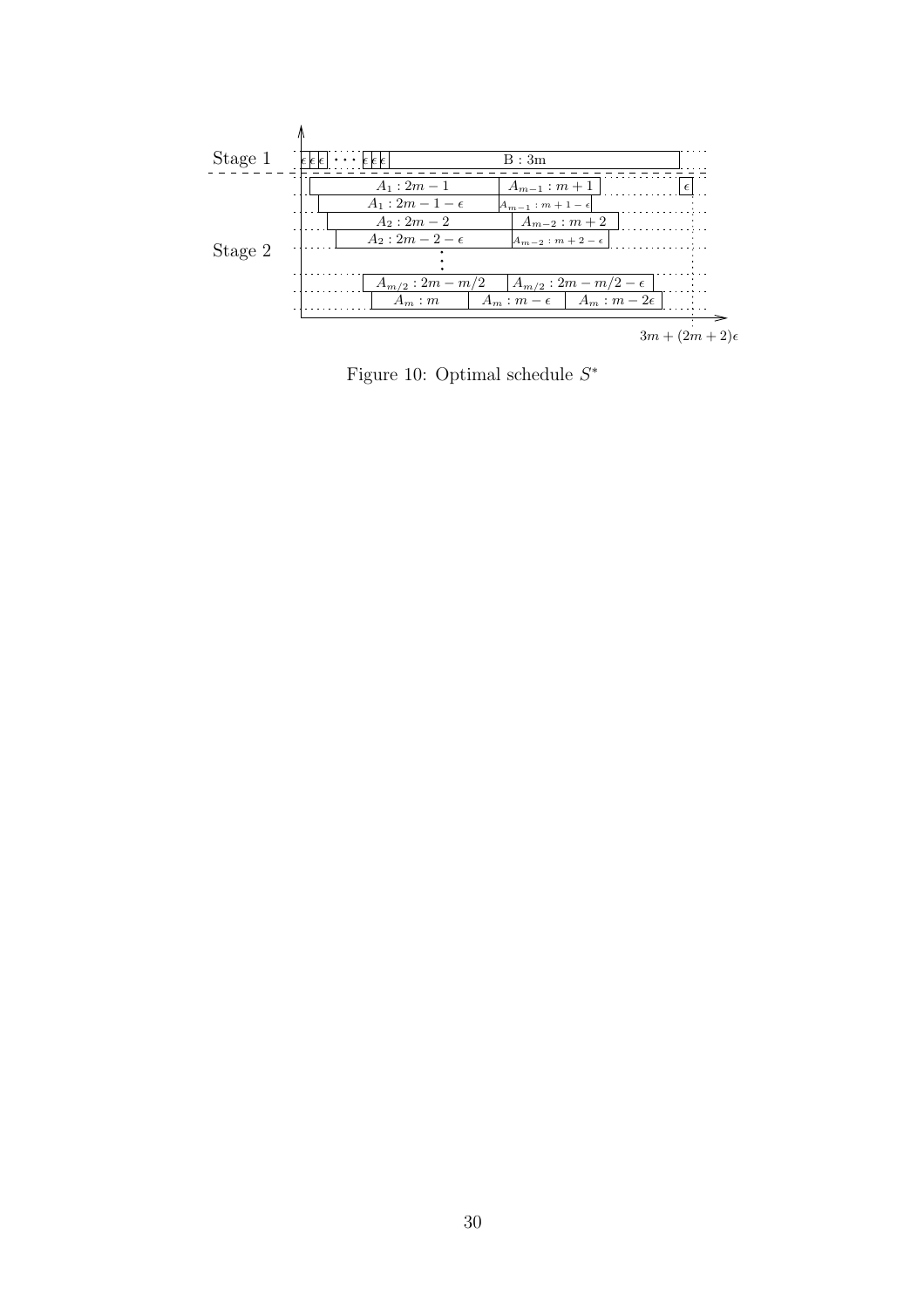Stage 1

$\epsilon\,\epsilon\,\epsilon\,\cdots\,\epsilon\,\epsilon\,\epsilon$

B : 3m

Stage 2

$A_1 : 2m-1$

$A_{m-1} : m+1$

$\epsilon$

$A_1 : 2m-1-\epsilon$

$A_{m-1} : m+1-\epsilon$

$A_2 : 2m-2$

$A_{m-2} : m+2$

$A_2 : 2m-2-\epsilon$

$A_{m-2} : m+2-\epsilon$

$A_{m/2} : 2m-m/2$

$A_{m/2} : 2m-m/2-\epsilon$

$A_m : m$

$A_m : m-\epsilon$

$A_m : m-2\epsilon$

$3m+(2m+2)\epsilon$

Figure 10: Optimal schedule $S^*$